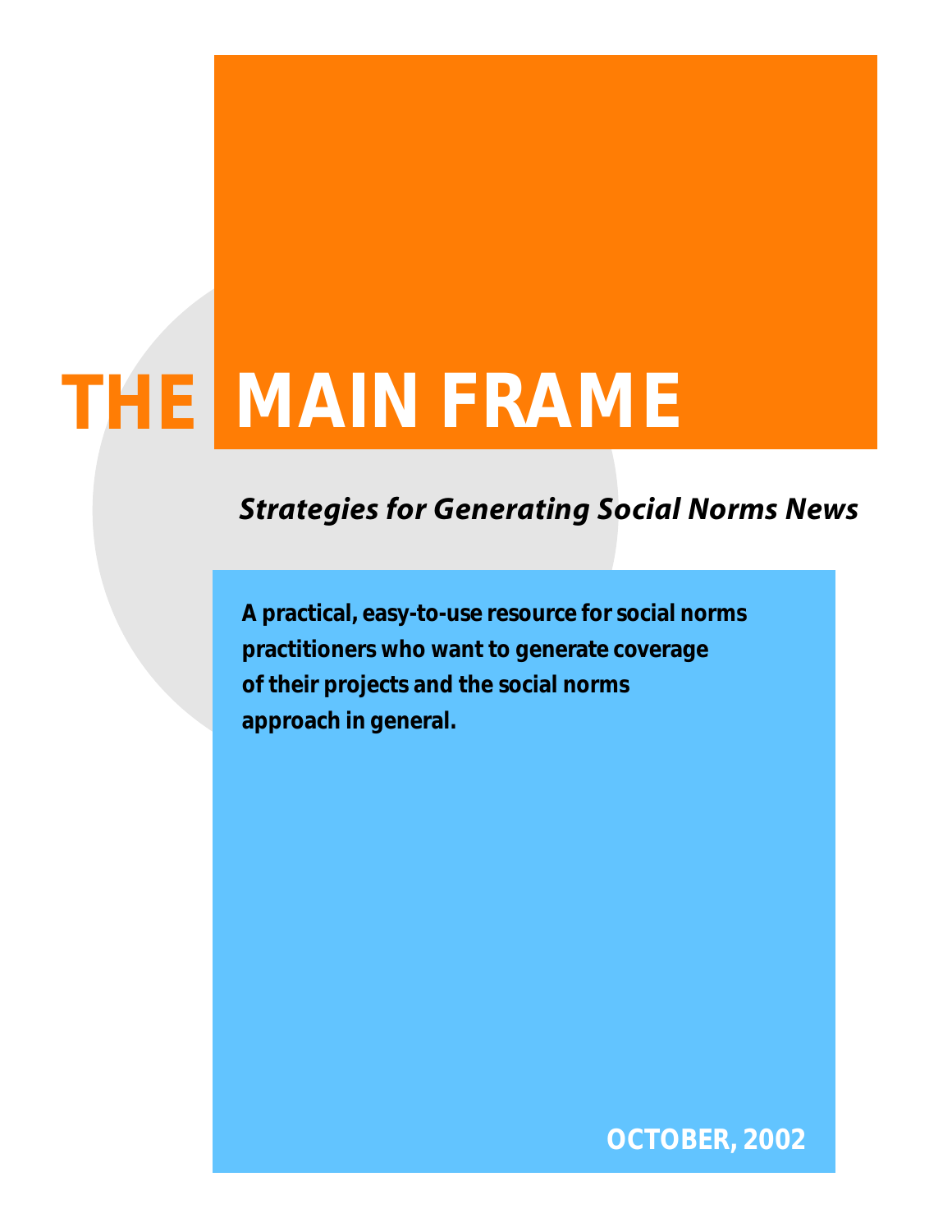# THE MAIN FRAME

***Strategies for Generating Social Norms News***

**A practical, easy-to-use resource for social norms practitioners who want to generate coverage of their projects and the social norms approach in general.**

**OCTOBER, 2002**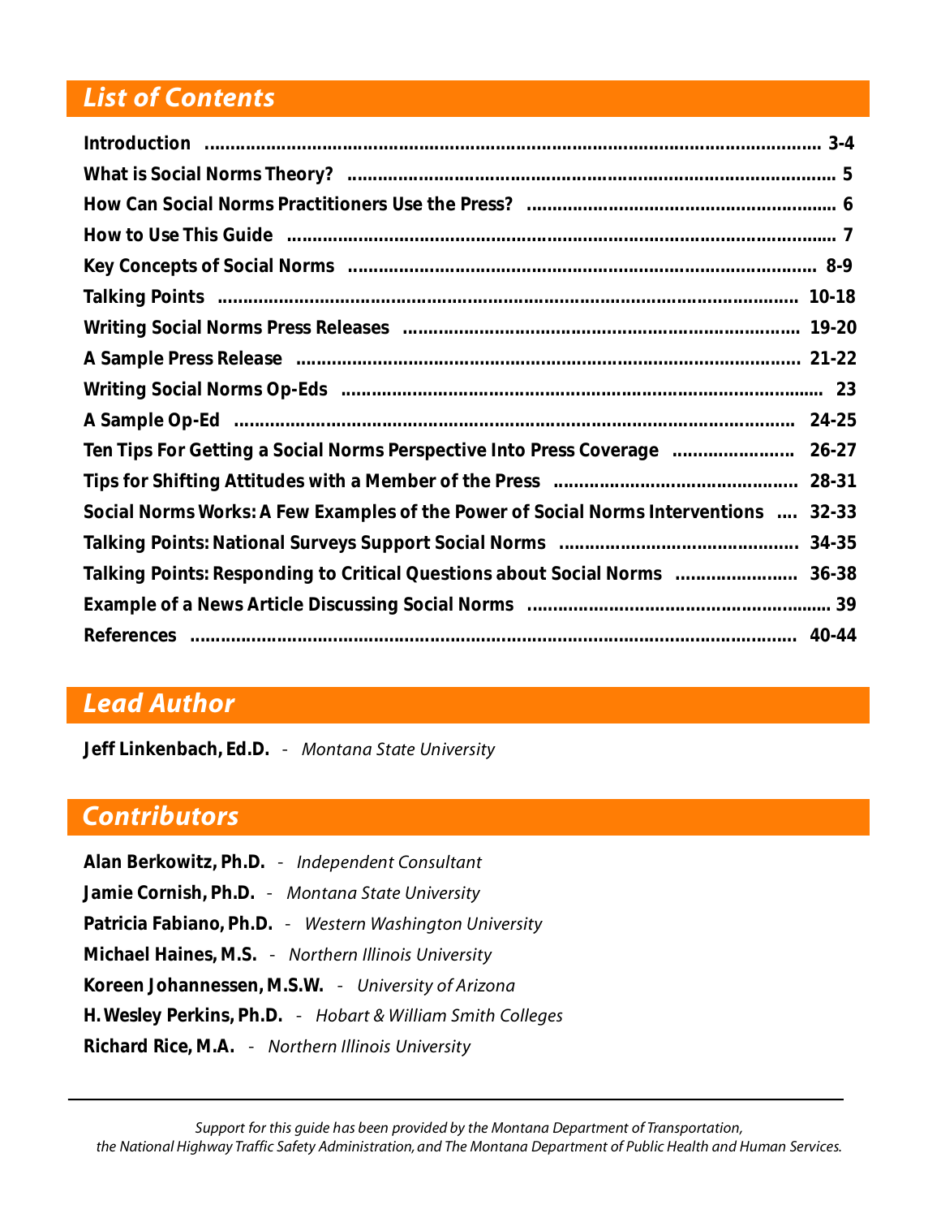## List of Contents

| | |
|---|---|
| **Introduction** | **3-4** |
| **What is Social Norms Theory?** | **5** |
| **How Can Social Norms Practitioners Use the Press?** | **6** |
| **How to Use This Guide** | **7** |
| **Key Concepts of Social Norms** | **8-9** |
| **Talking Points** | **10-18** |
| **Writing Social Norms Press Releases** | **19-20** |
| **A Sample Press Release** | **21-22** |
| **Writing Social Norms Op-Eds** | **23** |
| **A Sample Op-Ed** | **24-25** |
| **Ten Tips For Getting a Social Norms Perspective Into Press Coverage** | **26-27** |
| **Tips for Shifting Attitudes with a Member of the Press** | **28-31** |
| **Social Norms Works: A Few Examples of the Power of Social Norms Interventions** | **32-33** |
| **Talking Points: National Surveys Support Social Norms** | **34-35** |
| **Talking Points: Responding to Critical Questions about Social Norms** | **36-38** |
| **Example of a News Article Discussing Social Norms** | **39** |
| **References** | **40-44** |

## Lead Author

**Jeff Linkenbach, Ed.D.** - *Montana State University*

## Contributors

**Alan Berkowitz, Ph.D.** - *Independent Consultant*

**Jamie Cornish, Ph.D.** - *Montana State University*

**Patricia Fabiano, Ph.D.** - *Western Washington University*

**Michael Haines, M.S.** - *Northern Illinois University*

**Koreen Johannessen, M.S.W.** - *University of Arizona*

**H. Wesley Perkins, Ph.D.** - *Hobart & William Smith Colleges*

**Richard Rice, M.A.** - *Northern Illinois University*

---

*Support for this guide has been provided by the Montana Department of Transportation, the National Highway Traffic Safety Administration, and The Montana Department of Public Health and Human Services.*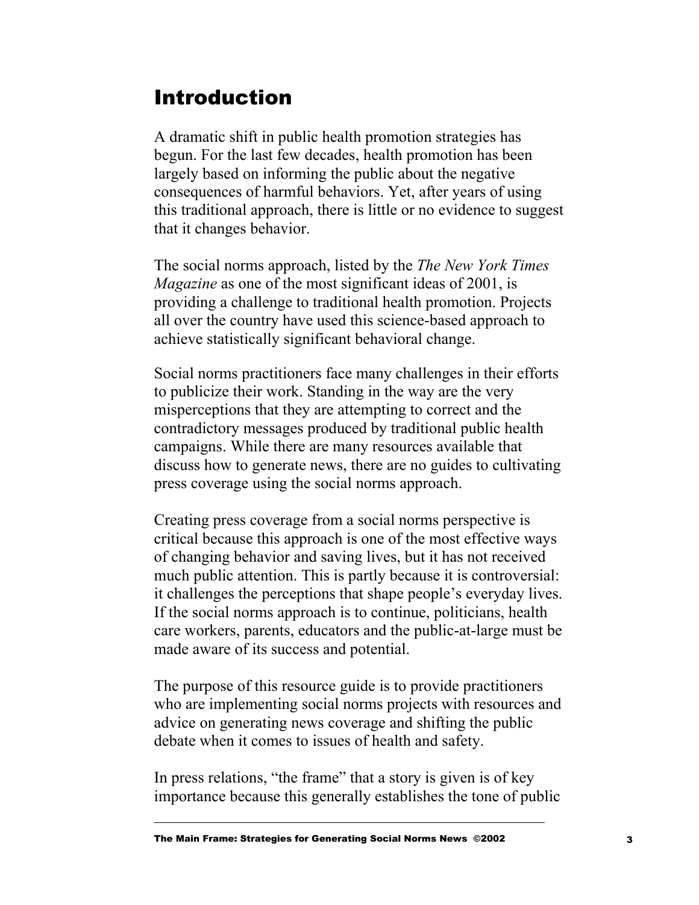# Introduction

A dramatic shift in public health promotion strategies has begun. For the last few decades, health promotion has been largely based on informing the public about the negative consequences of harmful behaviors. Yet, after years of using this traditional approach, there is little or no evidence to suggest that it changes behavior.

The social norms approach, listed by the *The New York Times Magazine* as one of the most significant ideas of 2001, is providing a challenge to traditional health promotion. Projects all over the country have used this science-based approach to achieve statistically significant behavioral change.

Social norms practitioners face many challenges in their efforts to publicize their work. Standing in the way are the very misperceptions that they are attempting to correct and the contradictory messages produced by traditional public health campaigns. While there are many resources available that discuss how to generate news, there are no guides to cultivating press coverage using the social norms approach.

Creating press coverage from a social norms perspective is critical because this approach is one of the most effective ways of changing behavior and saving lives, but it has not received much public attention. This is partly because it is controversial: it challenges the perceptions that shape people's everyday lives. If the social norms approach is to continue, politicians, health care workers, parents, educators and the public-at-large must be made aware of its success and potential.

The purpose of this resource guide is to provide practitioners who are implementing social norms projects with resources and advice on generating news coverage and shifting the public debate when it comes to issues of health and safety.

In press relations, "the frame" that a story is given is of key importance because this generally establishes the tone of public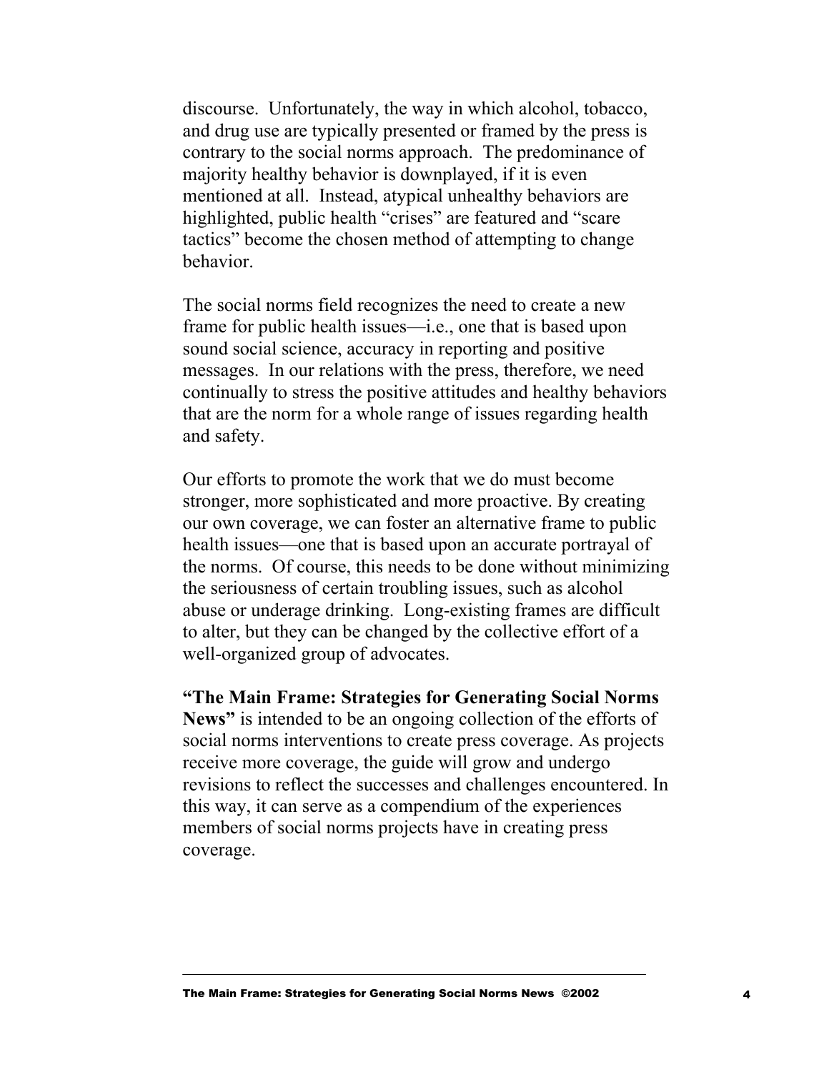discourse. Unfortunately, the way in which alcohol, tobacco, and drug use are typically presented or framed by the press is contrary to the social norms approach. The predominance of majority healthy behavior is downplayed, if it is even mentioned at all. Instead, atypical unhealthy behaviors are highlighted, public health "crises" are featured and "scare tactics" become the chosen method of attempting to change behavior.

The social norms field recognizes the need to create a new frame for public health issues—i.e., one that is based upon sound social science, accuracy in reporting and positive messages. In our relations with the press, therefore, we need continually to stress the positive attitudes and healthy behaviors that are the norm for a whole range of issues regarding health and safety.

Our efforts to promote the work that we do must become stronger, more sophisticated and more proactive. By creating our own coverage, we can foster an alternative frame to public health issues—one that is based upon an accurate portrayal of the norms. Of course, this needs to be done without minimizing the seriousness of certain troubling issues, such as alcohol abuse or underage drinking. Long-existing frames are difficult to alter, but they can be changed by the collective effort of a well-organized group of advocates.

**"The Main Frame: Strategies for Generating Social Norms News"** is intended to be an ongoing collection of the efforts of social norms interventions to create press coverage. As projects receive more coverage, the guide will grow and undergo revisions to reflect the successes and challenges encountered. In this way, it can serve as a compendium of the experiences members of social norms projects have in creating press coverage.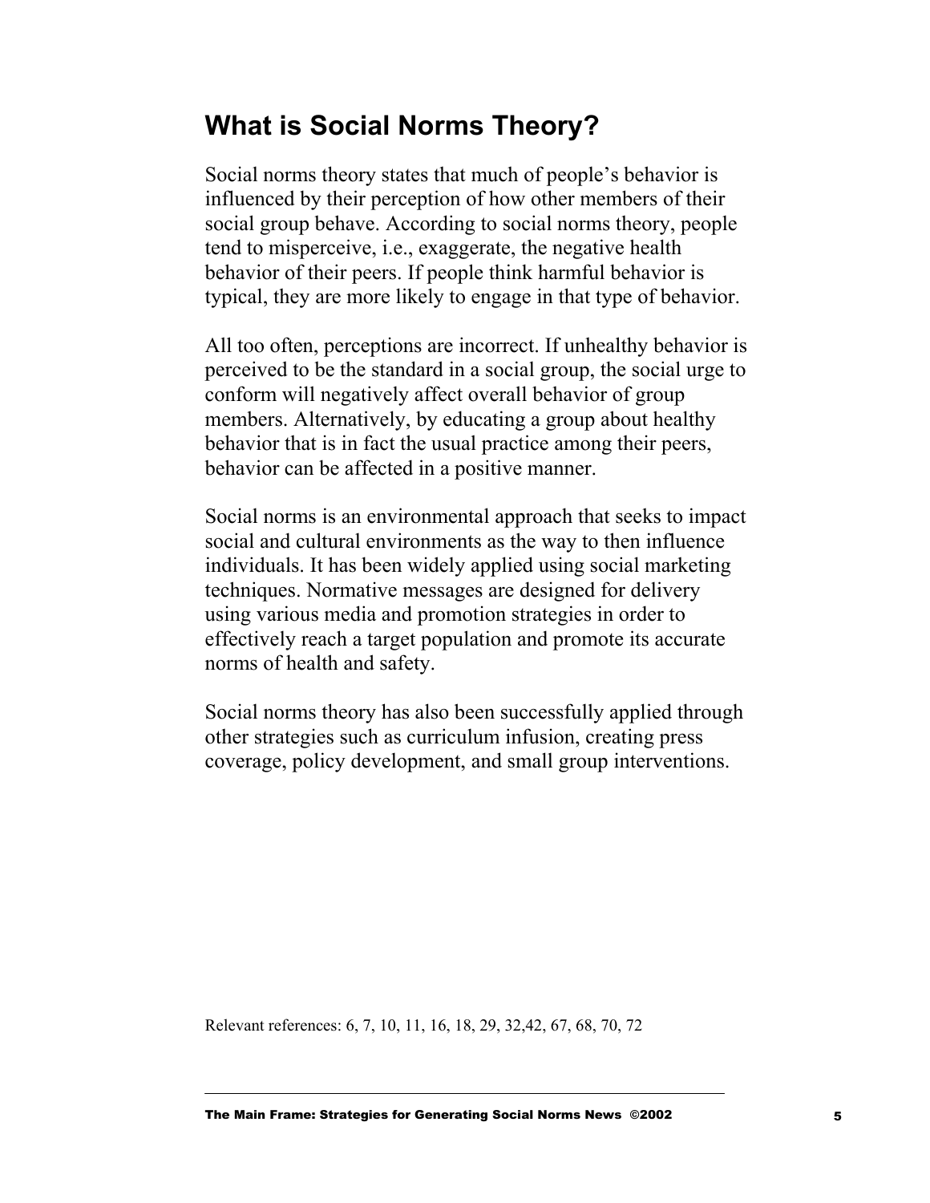## What is Social Norms Theory?

Social norms theory states that much of people's behavior is influenced by their perception of how other members of their social group behave. According to social norms theory, people tend to misperceive, i.e., exaggerate, the negative health behavior of their peers. If people think harmful behavior is typical, they are more likely to engage in that type of behavior.

All too often, perceptions are incorrect. If unhealthy behavior is perceived to be the standard in a social group, the social urge to conform will negatively affect overall behavior of group members. Alternatively, by educating a group about healthy behavior that is in fact the usual practice among their peers, behavior can be affected in a positive manner.

Social norms is an environmental approach that seeks to impact social and cultural environments as the way to then influence individuals. It has been widely applied using social marketing techniques. Normative messages are designed for delivery using various media and promotion strategies in order to effectively reach a target population and promote its accurate norms of health and safety.

Social norms theory has also been successfully applied through other strategies such as curriculum infusion, creating press coverage, policy development, and small group interventions.

Relevant references: 6, 7, 10, 11, 16, 18, 29, 32,42, 67, 68, 70, 72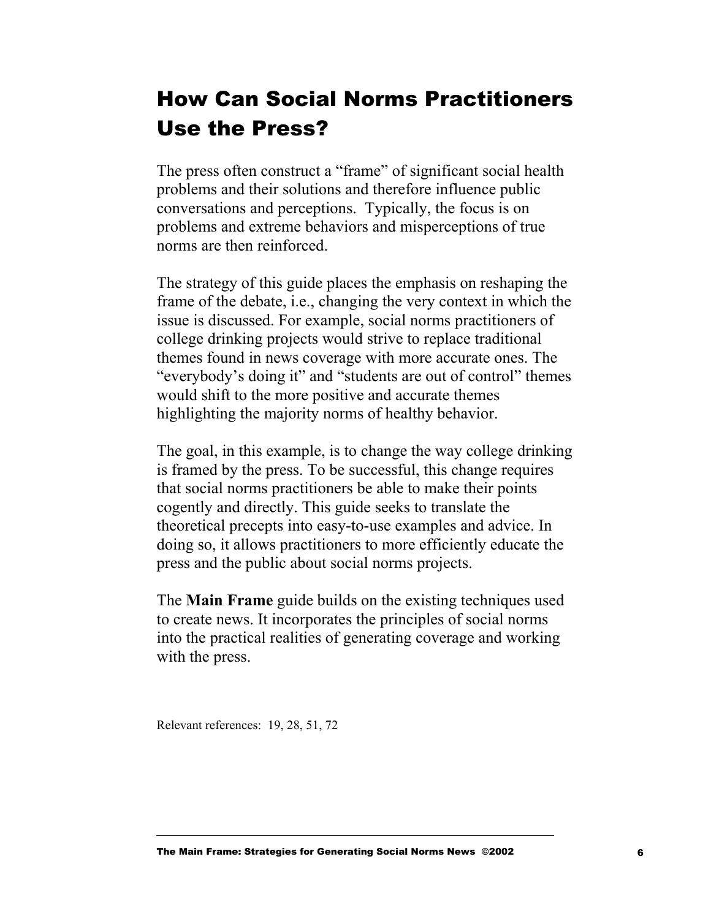# How Can Social Norms Practitioners Use the Press?

The press often construct a "frame" of significant social health problems and their solutions and therefore influence public conversations and perceptions. Typically, the focus is on problems and extreme behaviors and misperceptions of true norms are then reinforced.

The strategy of this guide places the emphasis on reshaping the frame of the debate, i.e., changing the very context in which the issue is discussed. For example, social norms practitioners of college drinking projects would strive to replace traditional themes found in news coverage with more accurate ones. The "everybody's doing it" and "students are out of control" themes would shift to the more positive and accurate themes highlighting the majority norms of healthy behavior.

The goal, in this example, is to change the way college drinking is framed by the press. To be successful, this change requires that social norms practitioners be able to make their points cogently and directly. This guide seeks to translate the theoretical precepts into easy-to-use examples and advice. In doing so, it allows practitioners to more efficiently educate the press and the public about social norms projects.

The **Main Frame** guide builds on the existing techniques used to create news. It incorporates the principles of social norms into the practical realities of generating coverage and working with the press.

Relevant references: 19, 28, 51, 72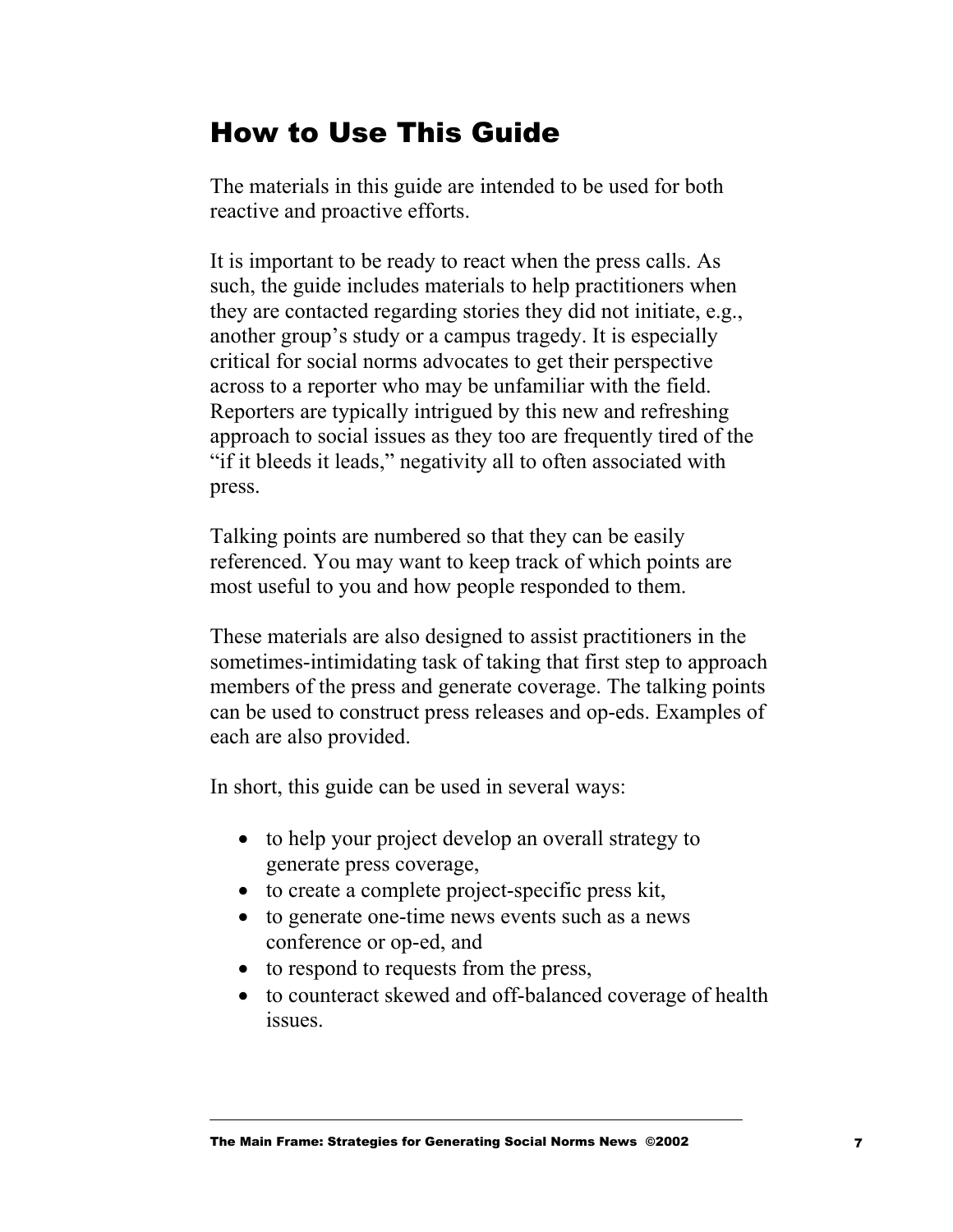# How to Use This Guide

The materials in this guide are intended to be used for both reactive and proactive efforts.

It is important to be ready to react when the press calls. As such, the guide includes materials to help practitioners when they are contacted regarding stories they did not initiate, e.g., another group's study or a campus tragedy. It is especially critical for social norms advocates to get their perspective across to a reporter who may be unfamiliar with the field. Reporters are typically intrigued by this new and refreshing approach to social issues as they too are frequently tired of the "if it bleeds it leads," negativity all to often associated with press.

Talking points are numbered so that they can be easily referenced. You may want to keep track of which points are most useful to you and how people responded to them.

These materials are also designed to assist practitioners in the sometimes-intimidating task of taking that first step to approach members of the press and generate coverage. The talking points can be used to construct press releases and op-eds. Examples of each are also provided.

In short, this guide can be used in several ways:

- to help your project develop an overall strategy to generate press coverage,
- to create a complete project-specific press kit,
- to generate one-time news events such as a news conference or op-ed, and
- to respond to requests from the press,
- to counteract skewed and off-balanced coverage of health issues.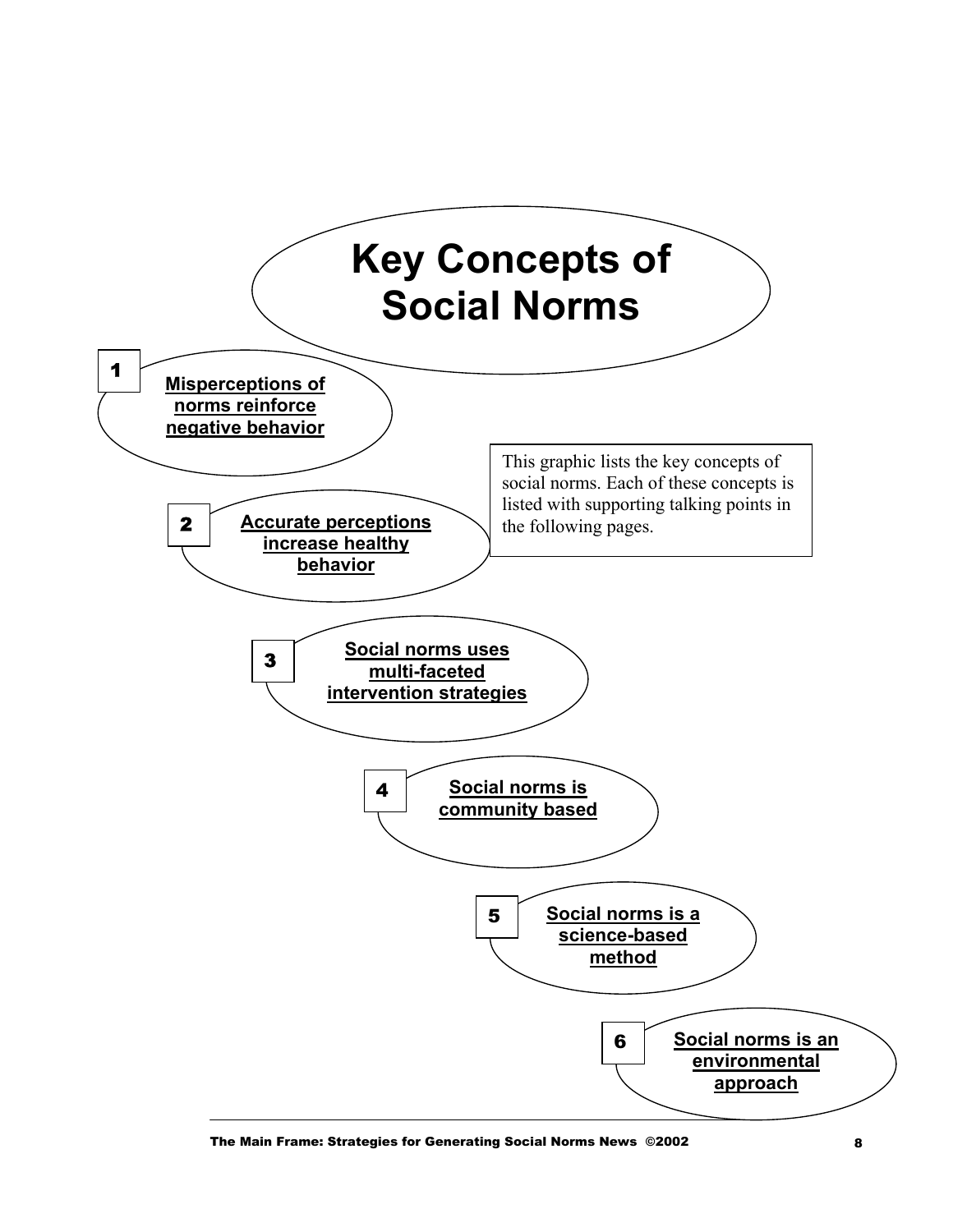# Key Concepts of Social Norms

1. **Misperceptions of norms reinforce negative behavior**

This graphic lists the key concepts of social norms. Each of these concepts is listed with supporting talking points in the following pages.

2. **Accurate perceptions increase healthy behavior**

3. **Social norms uses multi-faceted intervention strategies**

4. **Social norms is community based**

5. **Social norms is a science-based method**

6. **Social norms is an environmental approach**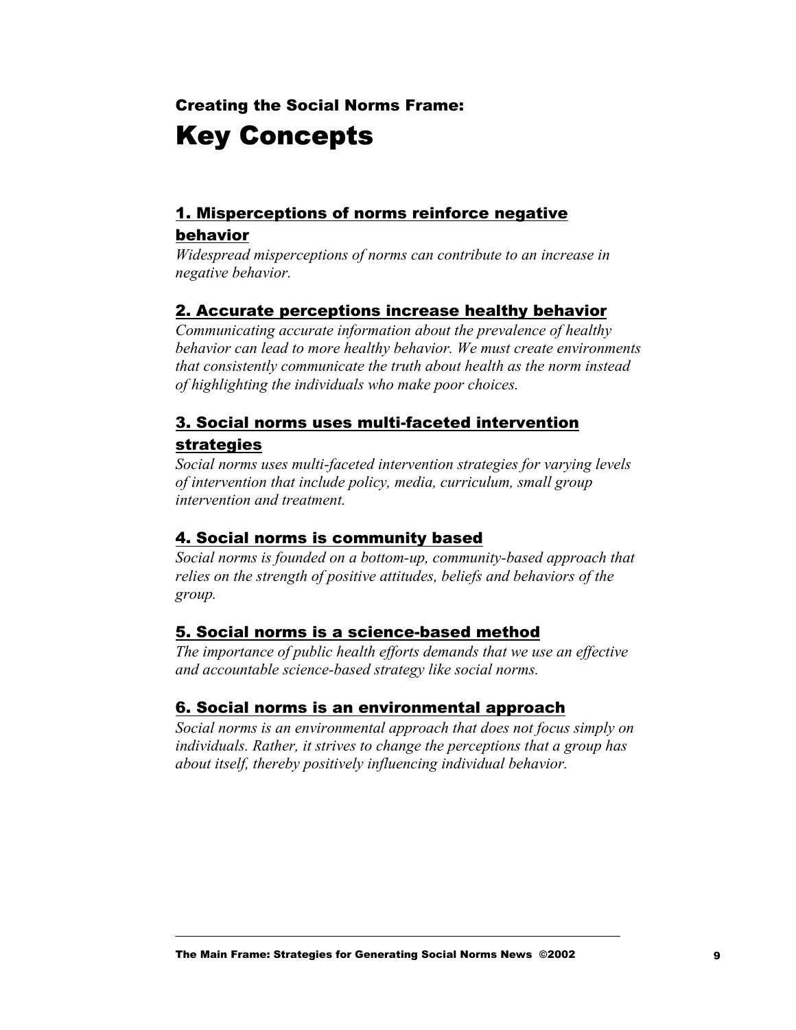## Creating the Social Norms Frame:

# Key Concepts

### 1. Misperceptions of norms reinforce negative behavior

*Widespread misperceptions of norms can contribute to an increase in negative behavior.*

### 2. Accurate perceptions increase healthy behavior

*Communicating accurate information about the prevalence of healthy behavior can lead to more healthy behavior. We must create environments that consistently communicate the truth about health as the norm instead of highlighting the individuals who make poor choices.*

### 3. Social norms uses multi-faceted intervention strategies

*Social norms uses multi-faceted intervention strategies for varying levels of intervention that include policy, media, curriculum, small group intervention and treatment.*

### 4. Social norms is community based

*Social norms is founded on a bottom-up, community-based approach that relies on the strength of positive attitudes, beliefs and behaviors of the group.*

### 5. Social norms is a science-based method

*The importance of public health efforts demands that we use an effective and accountable science-based strategy like social norms.*

### 6. Social norms is an environmental approach

*Social norms is an environmental approach that does not focus simply on individuals. Rather, it strives to change the perceptions that a group has about itself, thereby positively influencing individual behavior.*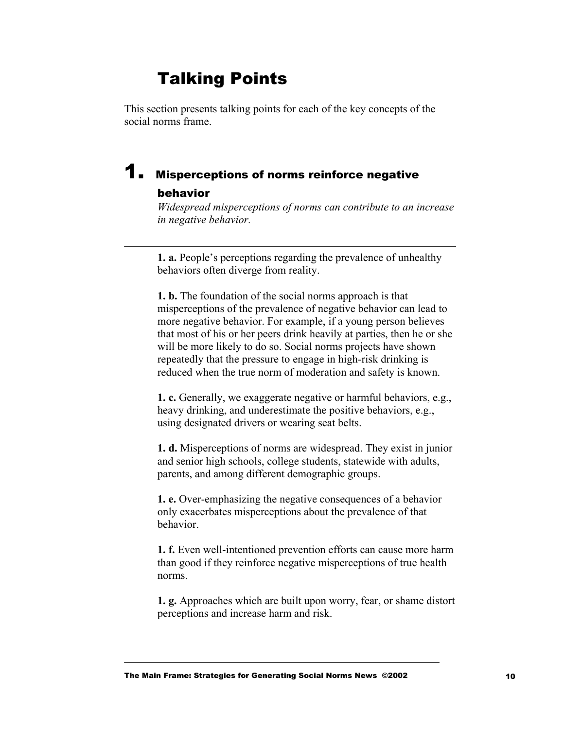# Talking Points

This section presents talking points for each of the key concepts of the social norms frame.

## 1. Misperceptions of norms reinforce negative behavior

*Widespread misperceptions of norms can contribute to an increase in negative behavior.*

---

**1. a.** People's perceptions regarding the prevalence of unhealthy behaviors often diverge from reality.

**1. b.** The foundation of the social norms approach is that misperceptions of the prevalence of negative behavior can lead to more negative behavior. For example, if a young person believes that most of his or her peers drink heavily at parties, then he or she will be more likely to do so. Social norms projects have shown repeatedly that the pressure to engage in high-risk drinking is reduced when the true norm of moderation and safety is known.

**1. c.** Generally, we exaggerate negative or harmful behaviors, e.g., heavy drinking, and underestimate the positive behaviors, e.g., using designated drivers or wearing seat belts.

**1. d.** Misperceptions of norms are widespread. They exist in junior and senior high schools, college students, statewide with adults, parents, and among different demographic groups.

**1. e.** Over-emphasizing the negative consequences of a behavior only exacerbates misperceptions about the prevalence of that behavior.

**1. f.** Even well-intentioned prevention efforts can cause more harm than good if they reinforce negative misperceptions of true health norms.

**1. g.** Approaches which are built upon worry, fear, or shame distort perceptions and increase harm and risk.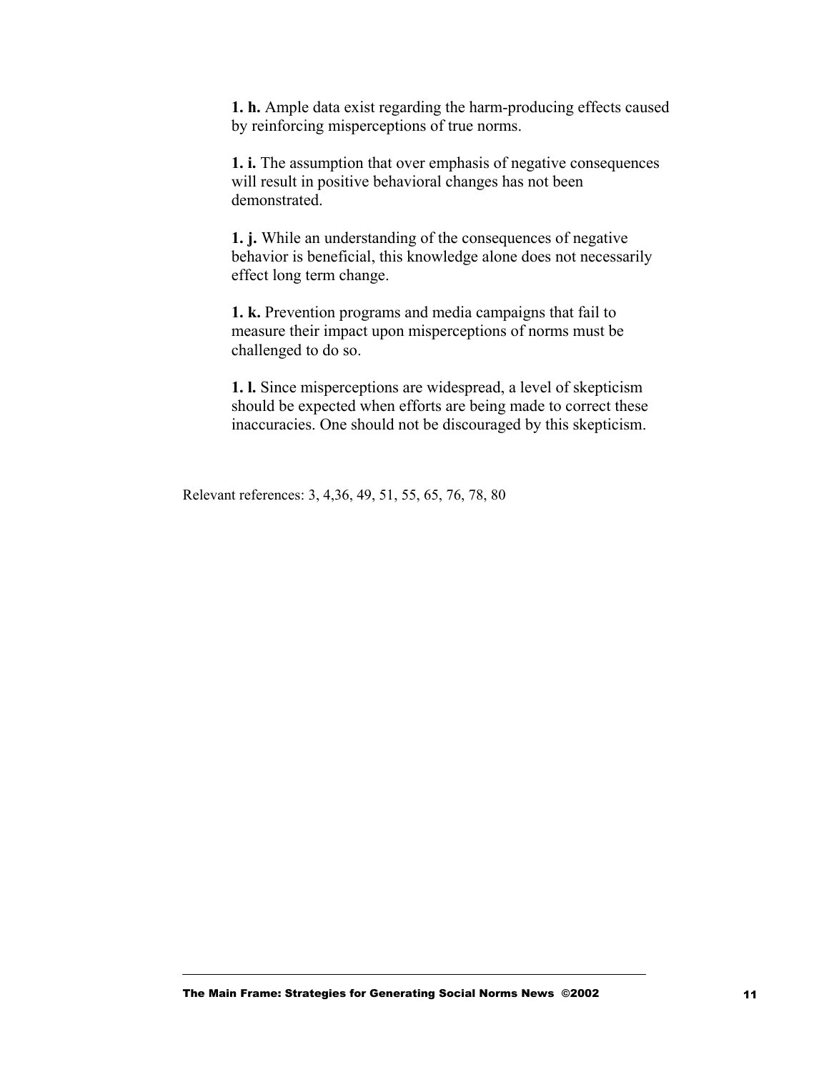**1. h.** Ample data exist regarding the harm-producing effects caused by reinforcing misperceptions of true norms.

**1. i.** The assumption that over emphasis of negative consequences will result in positive behavioral changes has not been demonstrated.

**1. j.** While an understanding of the consequences of negative behavior is beneficial, this knowledge alone does not necessarily effect long term change.

**1. k.** Prevention programs and media campaigns that fail to measure their impact upon misperceptions of norms must be challenged to do so.

**1. l.** Since misperceptions are widespread, a level of skepticism should be expected when efforts are being made to correct these inaccuracies. One should not be discouraged by this skepticism.

Relevant references: 3, 4,36, 49, 51, 55, 65, 76, 78, 80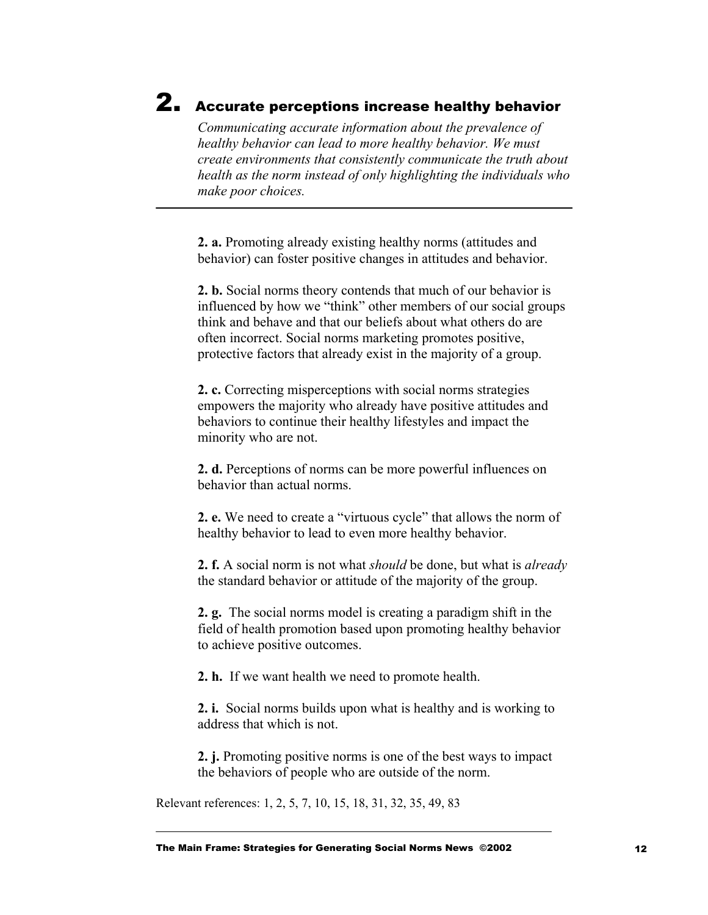## 2. Accurate perceptions increase healthy behavior

*Communicating accurate information about the prevalence of healthy behavior can lead to more healthy behavior. We must create environments that consistently communicate the truth about health as the norm instead of only highlighting the individuals who make poor choices.*

---

**2. a.** Promoting already existing healthy norms (attitudes and behavior) can foster positive changes in attitudes and behavior.

**2. b.** Social norms theory contends that much of our behavior is influenced by how we "think" other members of our social groups think and behave and that our beliefs about what others do are often incorrect. Social norms marketing promotes positive, protective factors that already exist in the majority of a group.

**2. c.** Correcting misperceptions with social norms strategies empowers the majority who already have positive attitudes and behaviors to continue their healthy lifestyles and impact the minority who are not.

**2. d.** Perceptions of norms can be more powerful influences on behavior than actual norms.

**2. e.** We need to create a "virtuous cycle" that allows the norm of healthy behavior to lead to even more healthy behavior.

**2. f.** A social norm is not what *should* be done, but what is *already* the standard behavior or attitude of the majority of the group.

**2. g.** The social norms model is creating a paradigm shift in the field of health promotion based upon promoting healthy behavior to achieve positive outcomes.

**2. h.** If we want health we need to promote health.

**2. i.** Social norms builds upon what is healthy and is working to address that which is not.

**2. j.** Promoting positive norms is one of the best ways to impact the behaviors of people who are outside of the norm.

Relevant references: 1, 2, 5, 7, 10, 15, 18, 31, 32, 35, 49, 83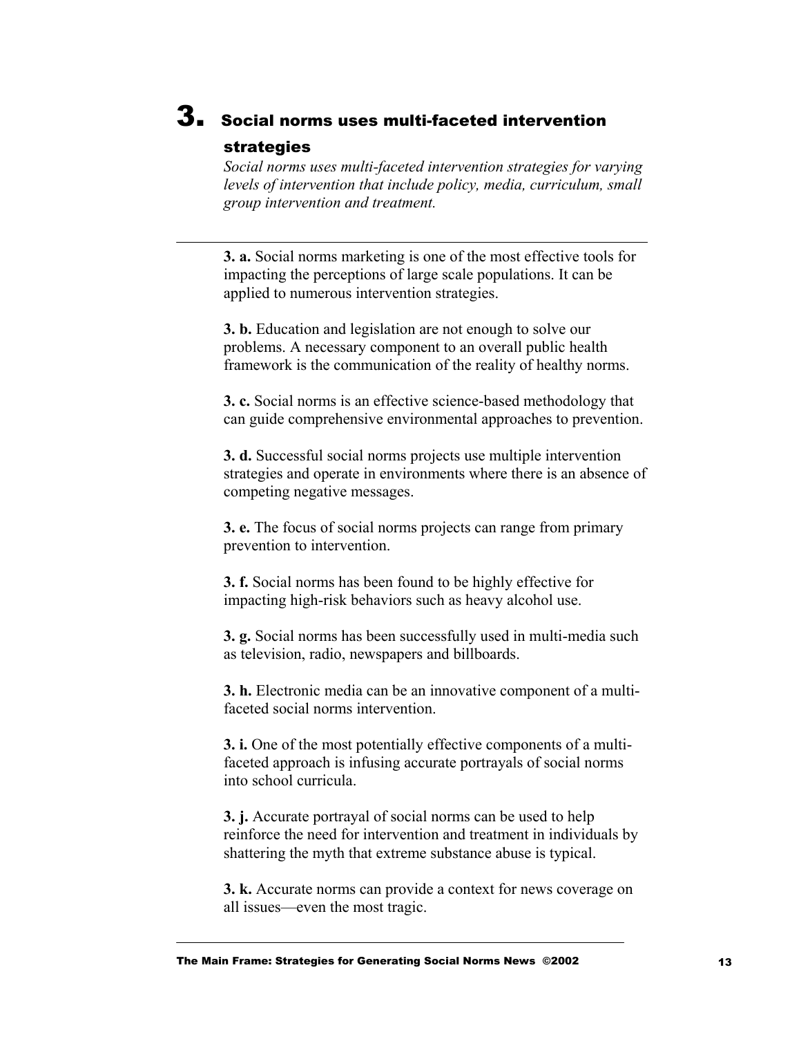# 3. Social norms uses multi-faceted intervention strategies

*Social norms uses multi-faceted intervention strategies for varying levels of intervention that include policy, media, curriculum, small group intervention and treatment.*

---

**3. a.** Social norms marketing is one of the most effective tools for impacting the perceptions of large scale populations. It can be applied to numerous intervention strategies.

**3. b.** Education and legislation are not enough to solve our problems. A necessary component to an overall public health framework is the communication of the reality of healthy norms.

**3. c.** Social norms is an effective science-based methodology that can guide comprehensive environmental approaches to prevention.

**3. d.** Successful social norms projects use multiple intervention strategies and operate in environments where there is an absence of competing negative messages.

**3. e.** The focus of social norms projects can range from primary prevention to intervention.

**3. f.** Social norms has been found to be highly effective for impacting high-risk behaviors such as heavy alcohol use.

**3. g.** Social norms has been successfully used in multi-media such as television, radio, newspapers and billboards.

**3. h.** Electronic media can be an innovative component of a multi-faceted social norms intervention.

**3. i.** One of the most potentially effective components of a multi-faceted approach is infusing accurate portrayals of social norms into school curricula.

**3. j.** Accurate portrayal of social norms can be used to help reinforce the need for intervention and treatment in individuals by shattering the myth that extreme substance abuse is typical.

**3. k.** Accurate norms can provide a context for news coverage on all issues—even the most tragic.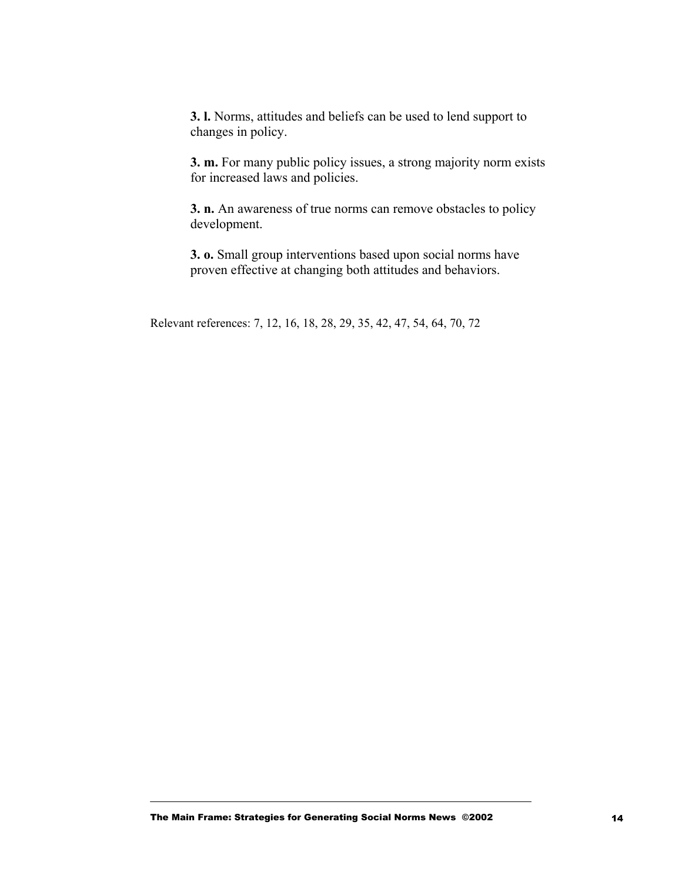**3. l.** Norms, attitudes and beliefs can be used to lend support to changes in policy.

**3. m.** For many public policy issues, a strong majority norm exists for increased laws and policies.

**3. n.** An awareness of true norms can remove obstacles to policy development.

**3. o.** Small group interventions based upon social norms have proven effective at changing both attitudes and behaviors.

Relevant references: 7, 12, 16, 18, 28, 29, 35, 42, 47, 54, 64, 70, 72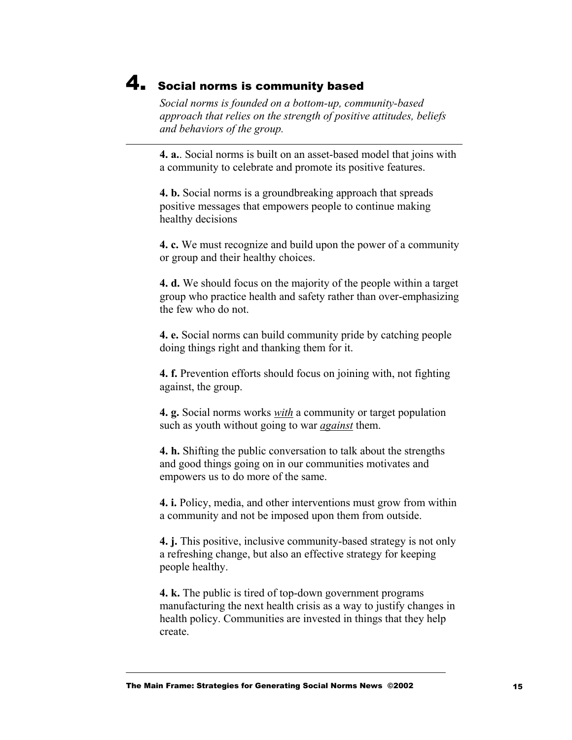# 4. Social norms is community based

*Social norms is founded on a bottom-up, community-based approach that relies on the strength of positive attitudes, beliefs and behaviors of the group.*

---

**4. a.**. Social norms is built on an asset-based model that joins with a community to celebrate and promote its positive features.

**4. b.** Social norms is a groundbreaking approach that spreads positive messages that empowers people to continue making healthy decisions

**4. c.** We must recognize and build upon the power of a community or group and their healthy choices.

**4. d.** We should focus on the majority of the people within a target group who practice health and safety rather than over-emphasizing the few who do not.

**4. e.** Social norms can build community pride by catching people doing things right and thanking them for it.

**4. f.** Prevention efforts should focus on joining with, not fighting against, the group.

**4. g.** Social norms works ***with*** a community or target population such as youth without going to war ***against*** them.

**4. h.** Shifting the public conversation to talk about the strengths and good things going on in our communities motivates and empowers us to do more of the same.

**4. i.** Policy, media, and other interventions must grow from within a community and not be imposed upon them from outside.

**4. j.** This positive, inclusive community-based strategy is not only a refreshing change, but also an effective strategy for keeping people healthy.

**4. k.** The public is tired of top-down government programs manufacturing the next health crisis as a way to justify changes in health policy. Communities are invested in things that they help create.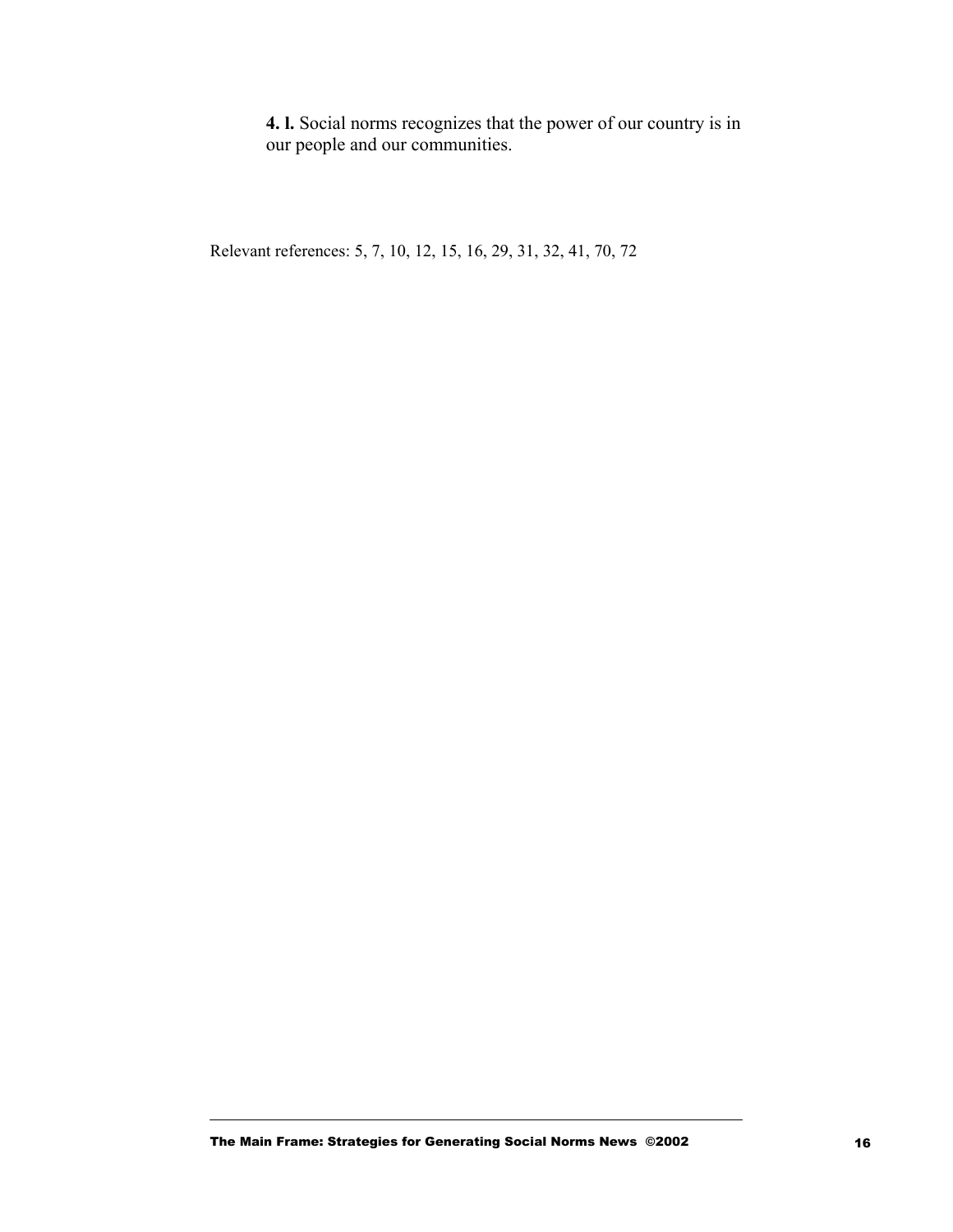**4. l.** Social norms recognizes that the power of our country is in our people and our communities.

Relevant references: 5, 7, 10, 12, 15, 16, 29, 31, 32, 41, 70, 72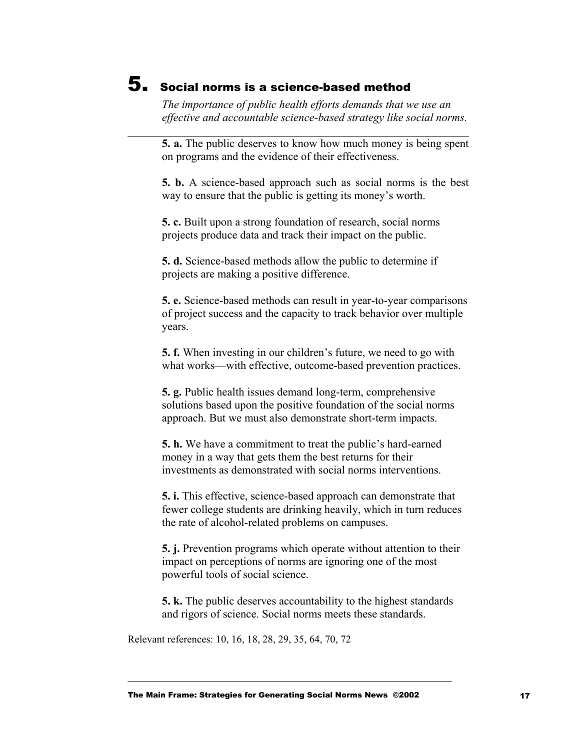# 5. Social norms is a science-based method

*The importance of public health efforts demands that we use an effective and accountable science-based strategy like social norms.*

---

**5. a.** The public deserves to know how much money is being spent on programs and the evidence of their effectiveness.

**5. b.** A science-based approach such as social norms is the best way to ensure that the public is getting its money's worth.

**5. c.** Built upon a strong foundation of research, social norms projects produce data and track their impact on the public.

**5. d.** Science-based methods allow the public to determine if projects are making a positive difference.

**5. e.** Science-based methods can result in year-to-year comparisons of project success and the capacity to track behavior over multiple years.

**5. f.** When investing in our children's future, we need to go with what works—with effective, outcome-based prevention practices.

**5. g.** Public health issues demand long-term, comprehensive solutions based upon the positive foundation of the social norms approach. But we must also demonstrate short-term impacts.

**5. h.** We have a commitment to treat the public's hard-earned money in a way that gets them the best returns for their investments as demonstrated with social norms interventions.

**5. i.** This effective, science-based approach can demonstrate that fewer college students are drinking heavily, which in turn reduces the rate of alcohol-related problems on campuses.

**5. j.** Prevention programs which operate without attention to their impact on perceptions of norms are ignoring one of the most powerful tools of social science.

**5. k.** The public deserves accountability to the highest standards and rigors of science. Social norms meets these standards.

Relevant references: 10, 16, 18, 28, 29, 35, 64, 70, 72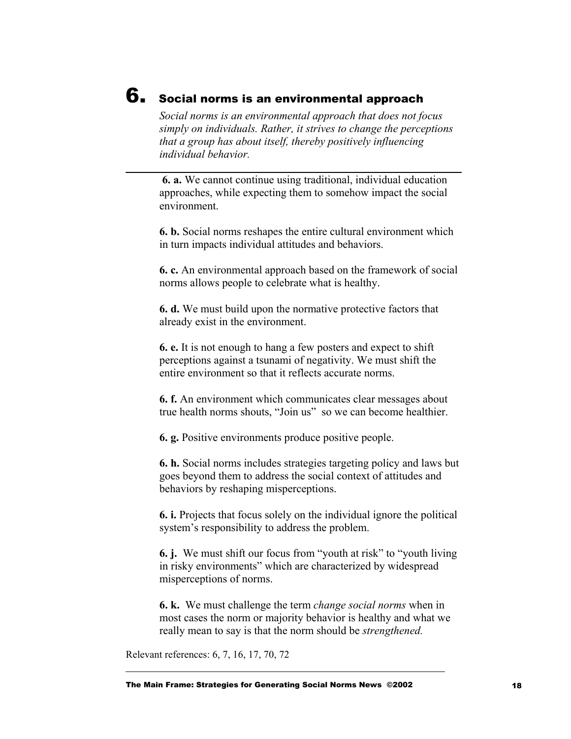# 6. Social norms is an environmental approach

*Social norms is an environmental approach that does not focus simply on individuals. Rather, it strives to change the perceptions that a group has about itself, thereby positively influencing individual behavior.*

---

**6. a.** We cannot continue using traditional, individual education approaches, while expecting them to somehow impact the social environment.

**6. b.** Social norms reshapes the entire cultural environment which in turn impacts individual attitudes and behaviors.

**6. c.** An environmental approach based on the framework of social norms allows people to celebrate what is healthy.

**6. d.** We must build upon the normative protective factors that already exist in the environment.

**6. e.** It is not enough to hang a few posters and expect to shift perceptions against a tsunami of negativity. We must shift the entire environment so that it reflects accurate norms.

**6. f.** An environment which communicates clear messages about true health norms shouts, "Join us" so we can become healthier.

**6. g.** Positive environments produce positive people.

**6. h.** Social norms includes strategies targeting policy and laws but goes beyond them to address the social context of attitudes and behaviors by reshaping misperceptions.

**6. i.** Projects that focus solely on the individual ignore the political system's responsibility to address the problem.

**6. j.** We must shift our focus from "youth at risk" to "youth living in risky environments" which are characterized by widespread misperceptions of norms.

**6. k.** We must challenge the term *change social norms* when in most cases the norm or majority behavior is healthy and what we really mean to say is that the norm should be *strengthened.*

Relevant references: 6, 7, 16, 17, 70, 72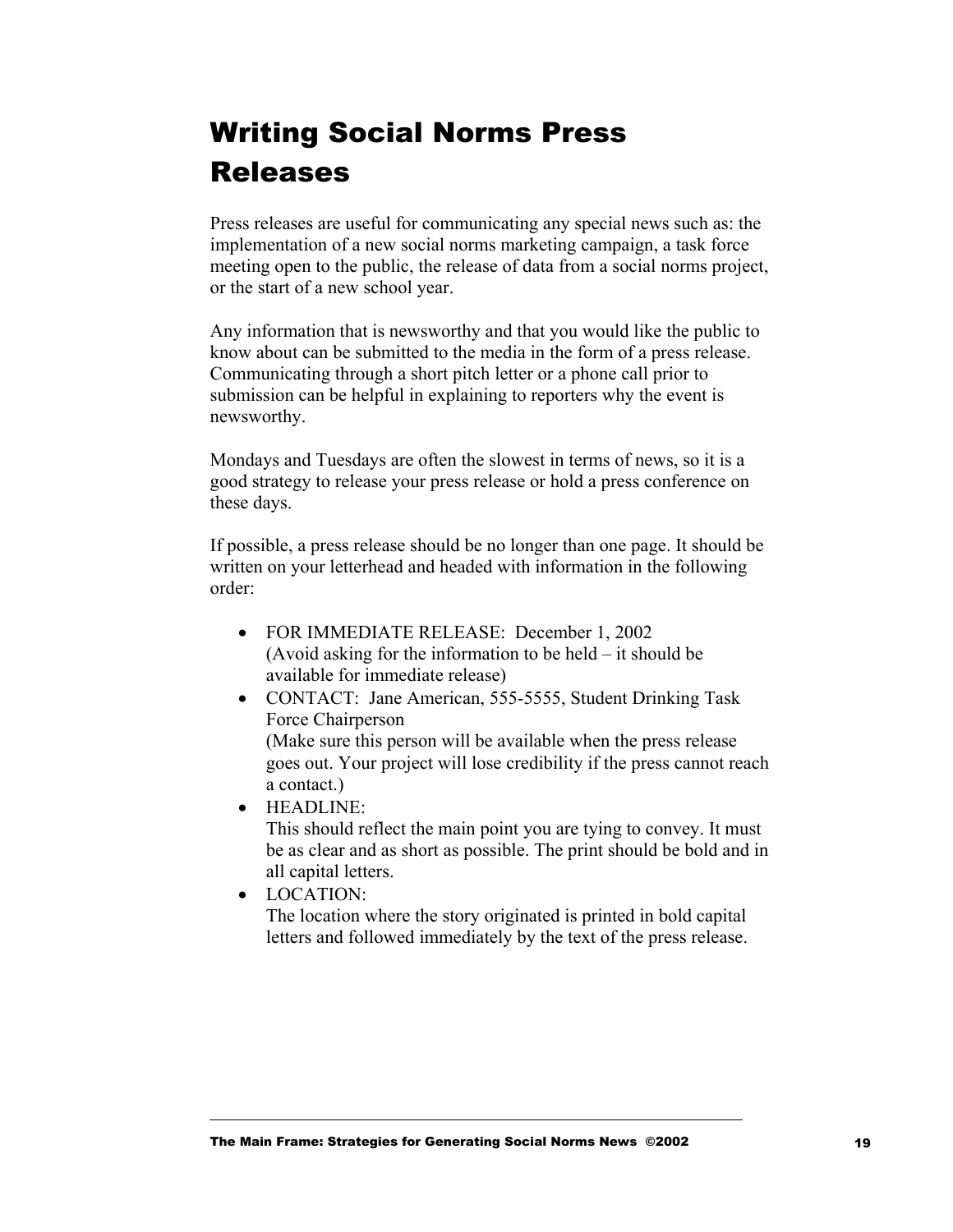# Writing Social Norms Press Releases

Press releases are useful for communicating any special news such as: the implementation of a new social norms marketing campaign, a task force meeting open to the public, the release of data from a social norms project, or the start of a new school year.

Any information that is newsworthy and that you would like the public to know about can be submitted to the media in the form of a press release. Communicating through a short pitch letter or a phone call prior to submission can be helpful in explaining to reporters why the event is newsworthy.

Mondays and Tuesdays are often the slowest in terms of news, so it is a good strategy to release your press release or hold a press conference on these days.

If possible, a press release should be no longer than one page. It should be written on your letterhead and headed with information in the following order:

- FOR IMMEDIATE RELEASE: December 1, 2002
  (Avoid asking for the information to be held – it should be available for immediate release)
- CONTACT: Jane American, 555-5555, Student Drinking Task Force Chairperson
  (Make sure this person will be available when the press release goes out. Your project will lose credibility if the press cannot reach a contact.)
- HEADLINE:
  This should reflect the main point you are tying to convey. It must be as clear and as short as possible. The print should be bold and in all capital letters.
- LOCATION:
  The location where the story originated is printed in bold capital letters and followed immediately by the text of the press release.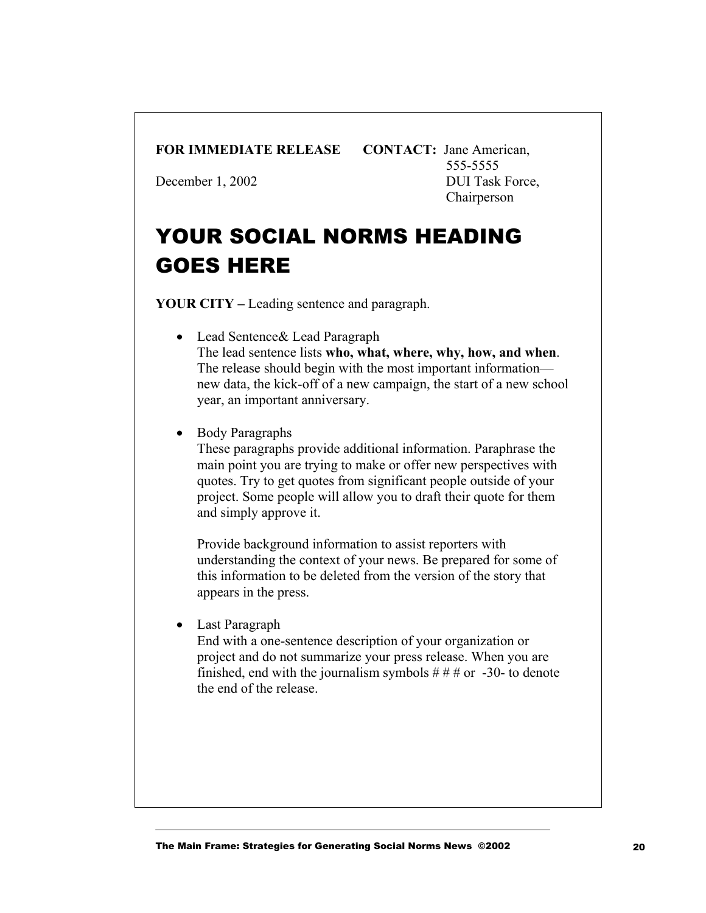**FOR IMMEDIATE RELEASE** **CONTACT:** Jane American, 555-5555

December 1, 2002 DUI Task Force, Chairperson

# YOUR SOCIAL NORMS HEADING GOES HERE

**YOUR CITY –** Leading sentence and paragraph.

- Lead Sentence& Lead Paragraph
  The lead sentence lists **who, what, where, why, how, and when**. The release should begin with the most important information—new data, the kick-off of a new campaign, the start of a new school year, an important anniversary.

- Body Paragraphs
  These paragraphs provide additional information. Paraphrase the main point you are trying to make or offer new perspectives with quotes. Try to get quotes from significant people outside of your project. Some people will allow you to draft their quote for them and simply approve it.

  Provide background information to assist reporters with understanding the context of your news. Be prepared for some of this information to be deleted from the version of the story that appears in the press.

- Last Paragraph
  End with a one-sentence description of your organization or project and do not summarize your press release. When you are finished, end with the journalism symbols # # # or -30- to denote the end of the release.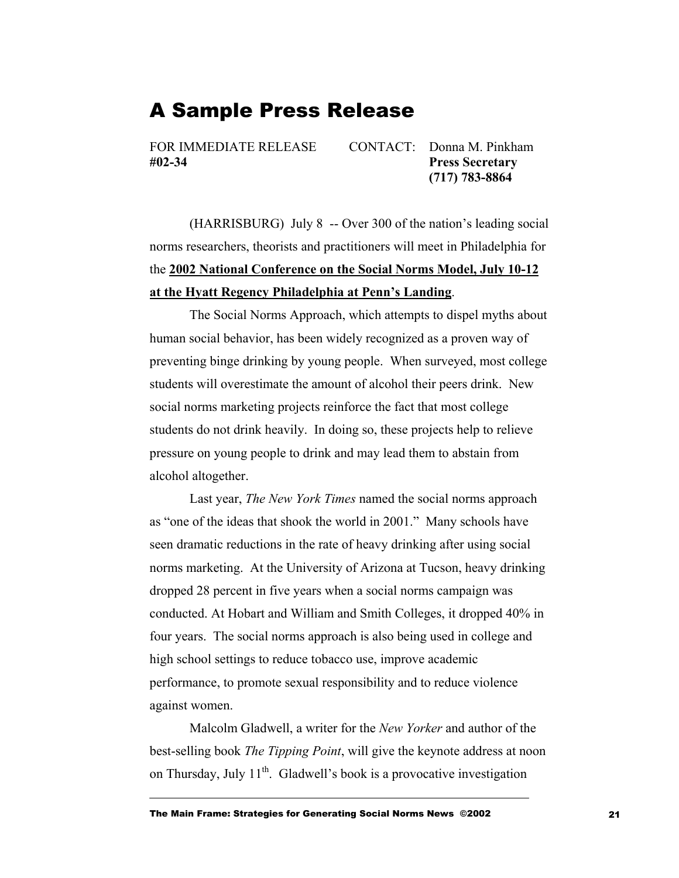# A Sample Press Release

FOR IMMEDIATE RELEASE
**#02-34**

CONTACT: Donna M. Pinkham
**Press Secretary**
**(717) 783-8864**

(HARRISBURG) July 8 -- Over 300 of the nation's leading social norms researchers, theorists and practitioners will meet in Philadelphia for the **2002 National Conference on the Social Norms Model, July 10-12 at the Hyatt Regency Philadelphia at Penn's Landing**.

The Social Norms Approach, which attempts to dispel myths about human social behavior, has been widely recognized as a proven way of preventing binge drinking by young people. When surveyed, most college students will overestimate the amount of alcohol their peers drink. New social norms marketing projects reinforce the fact that most college students do not drink heavily. In doing so, these projects help to relieve pressure on young people to drink and may lead them to abstain from alcohol altogether.

Last year, *The New York Times* named the social norms approach as "one of the ideas that shook the world in 2001." Many schools have seen dramatic reductions in the rate of heavy drinking after using social norms marketing. At the University of Arizona at Tucson, heavy drinking dropped 28 percent in five years when a social norms campaign was conducted. At Hobart and William and Smith Colleges, it dropped 40% in four years. The social norms approach is also being used in college and high school settings to reduce tobacco use, improve academic performance, to promote sexual responsibility and to reduce violence against women.

Malcolm Gladwell, a writer for the *New Yorker* and author of the best-selling book *The Tipping Point*, will give the keynote address at noon on Thursday, July 11th. Gladwell's book is a provocative investigation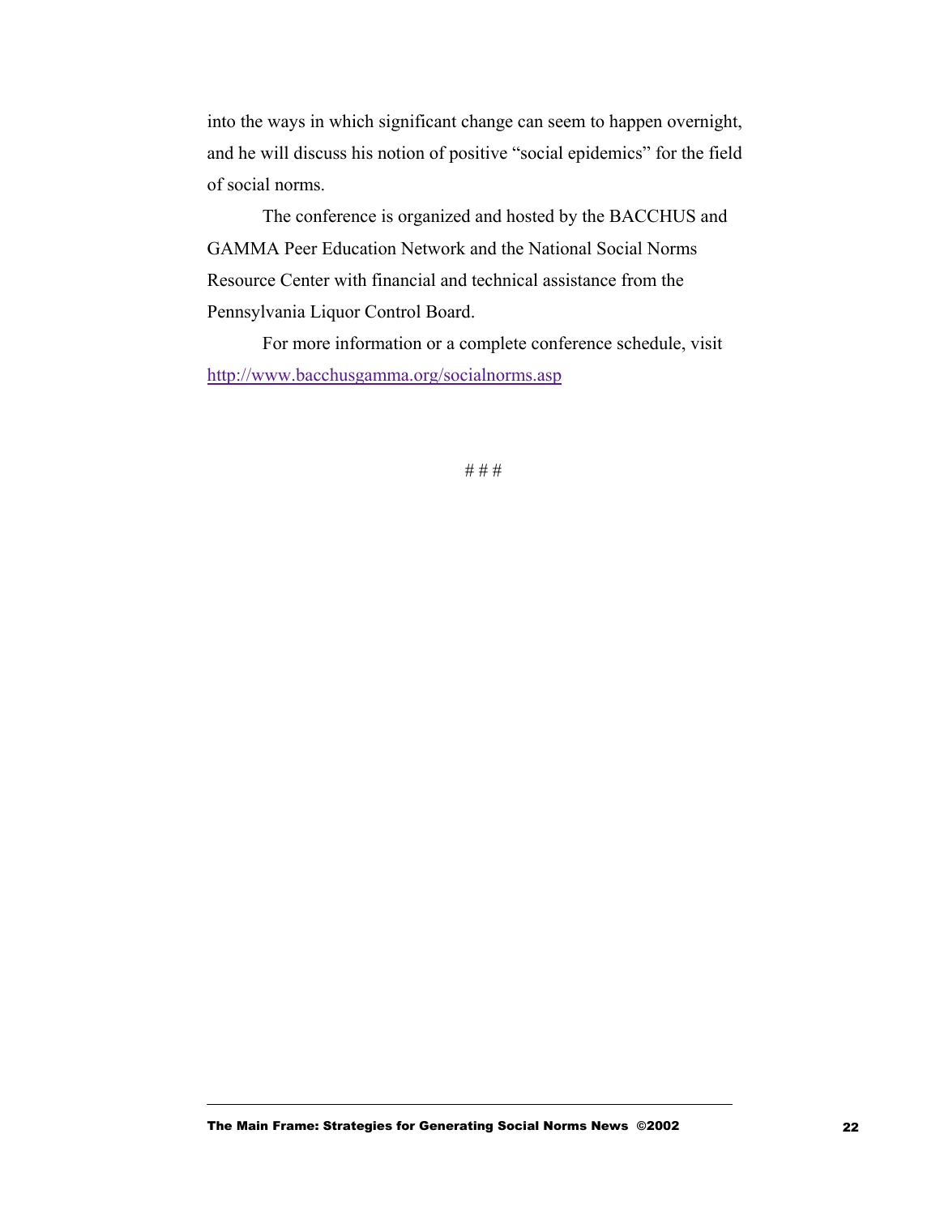into the ways in which significant change can seem to happen overnight, and he will discuss his notion of positive "social epidemics" for the field of social norms.

The conference is organized and hosted by the BACCHUS and GAMMA Peer Education Network and the National Social Norms Resource Center with financial and technical assistance from the Pennsylvania Liquor Control Board.

For more information or a complete conference schedule, visit http://www.bacchusgamma.org/socialnorms.asp

# # #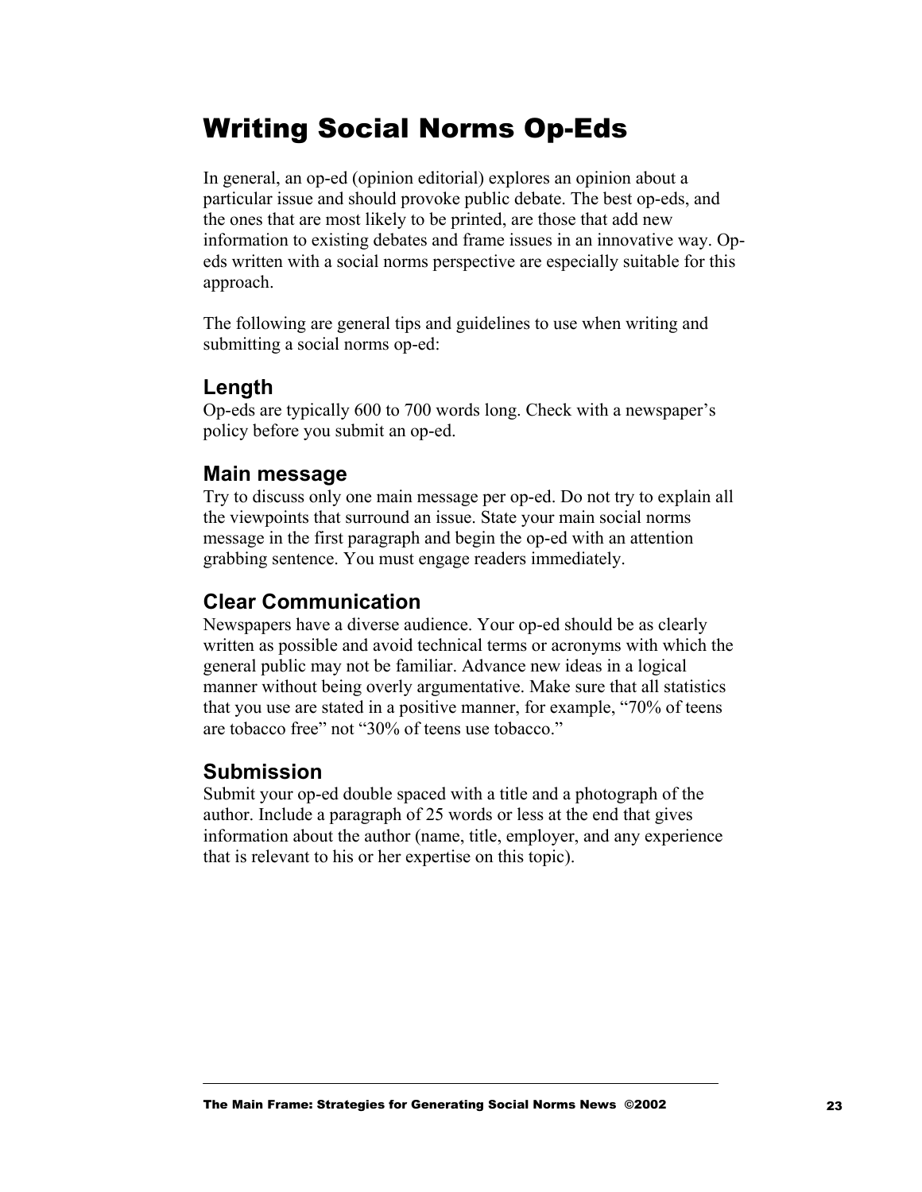# Writing Social Norms Op-Eds

In general, an op-ed (opinion editorial) explores an opinion about a particular issue and should provoke public debate. The best op-eds, and the ones that are most likely to be printed, are those that add new information to existing debates and frame issues in an innovative way. Op-eds written with a social norms perspective are especially suitable for this approach.

The following are general tips and guidelines to use when writing and submitting a social norms op-ed:

## Length

Op-eds are typically 600 to 700 words long. Check with a newspaper's policy before you submit an op-ed.

## Main message

Try to discuss only one main message per op-ed. Do not try to explain all the viewpoints that surround an issue. State your main social norms message in the first paragraph and begin the op-ed with an attention grabbing sentence. You must engage readers immediately.

## Clear Communication

Newspapers have a diverse audience. Your op-ed should be as clearly written as possible and avoid technical terms or acronyms with which the general public may not be familiar. Advance new ideas in a logical manner without being overly argumentative. Make sure that all statistics that you use are stated in a positive manner, for example, "70% of teens are tobacco free" not "30% of teens use tobacco."

## Submission

Submit your op-ed double spaced with a title and a photograph of the author. Include a paragraph of 25 words or less at the end that gives information about the author (name, title, employer, and any experience that is relevant to his or her expertise on this topic).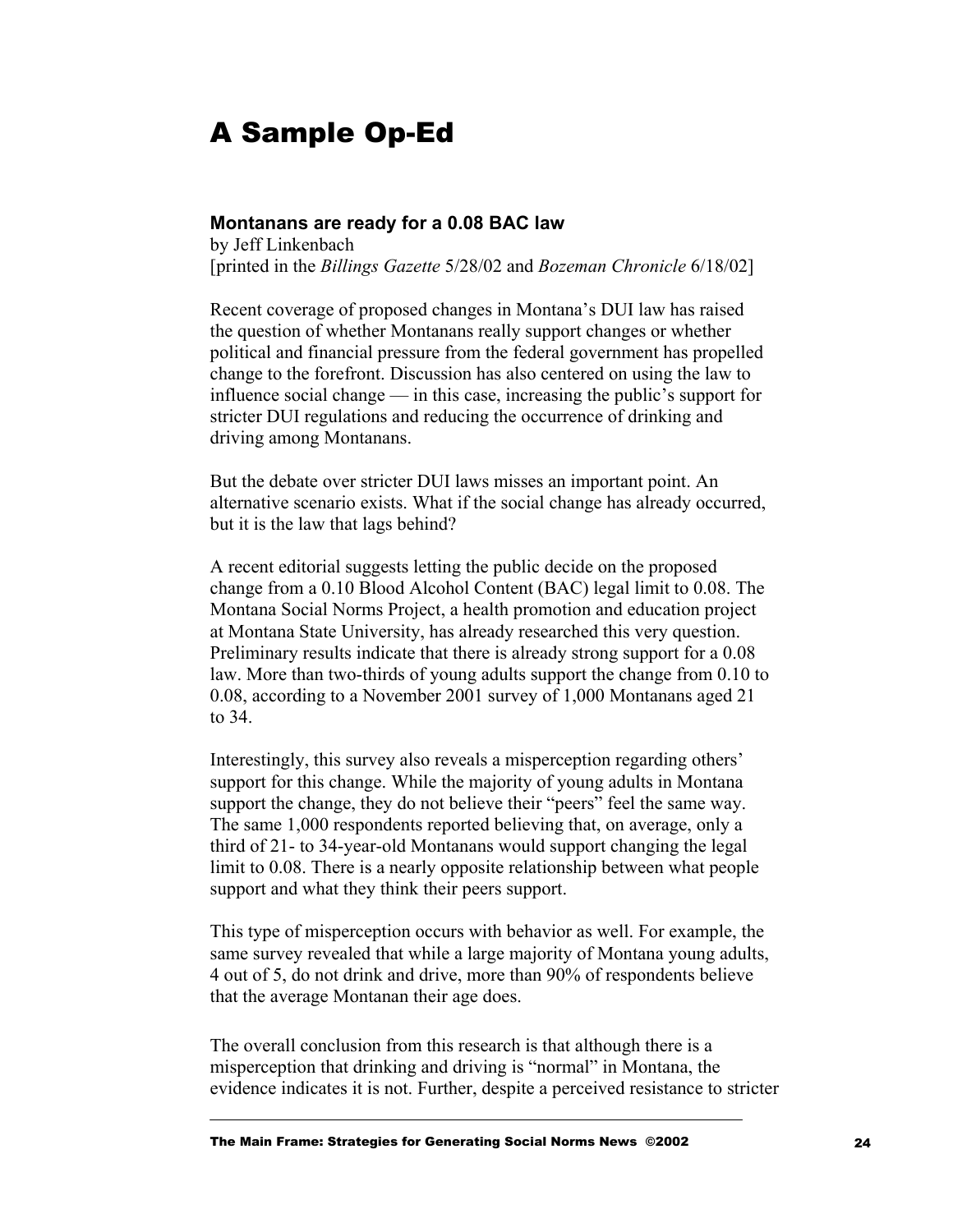# A Sample Op-Ed

### Montanans are ready for a 0.08 BAC law

by Jeff Linkenbach
[printed in the *Billings Gazette* 5/28/02 and *Bozeman Chronicle* 6/18/02]

Recent coverage of proposed changes in Montana's DUI law has raised the question of whether Montanans really support changes or whether political and financial pressure from the federal government has propelled change to the forefront. Discussion has also centered on using the law to influence social change — in this case, increasing the public's support for stricter DUI regulations and reducing the occurrence of drinking and driving among Montanans.

But the debate over stricter DUI laws misses an important point. An alternative scenario exists. What if the social change has already occurred, but it is the law that lags behind?

A recent editorial suggests letting the public decide on the proposed change from a 0.10 Blood Alcohol Content (BAC) legal limit to 0.08. The Montana Social Norms Project, a health promotion and education project at Montana State University, has already researched this very question. Preliminary results indicate that there is already strong support for a 0.08 law. More than two-thirds of young adults support the change from 0.10 to 0.08, according to a November 2001 survey of 1,000 Montanans aged 21 to 34.

Interestingly, this survey also reveals a misperception regarding others' support for this change. While the majority of young adults in Montana support the change, they do not believe their "peers" feel the same way. The same 1,000 respondents reported believing that, on average, only a third of 21- to 34-year-old Montanans would support changing the legal limit to 0.08. There is a nearly opposite relationship between what people support and what they think their peers support.

This type of misperception occurs with behavior as well. For example, the same survey revealed that while a large majority of Montana young adults, 4 out of 5, do not drink and drive, more than 90% of respondents believe that the average Montanan their age does.

The overall conclusion from this research is that although there is a misperception that drinking and driving is "normal" in Montana, the evidence indicates it is not. Further, despite a perceived resistance to stricter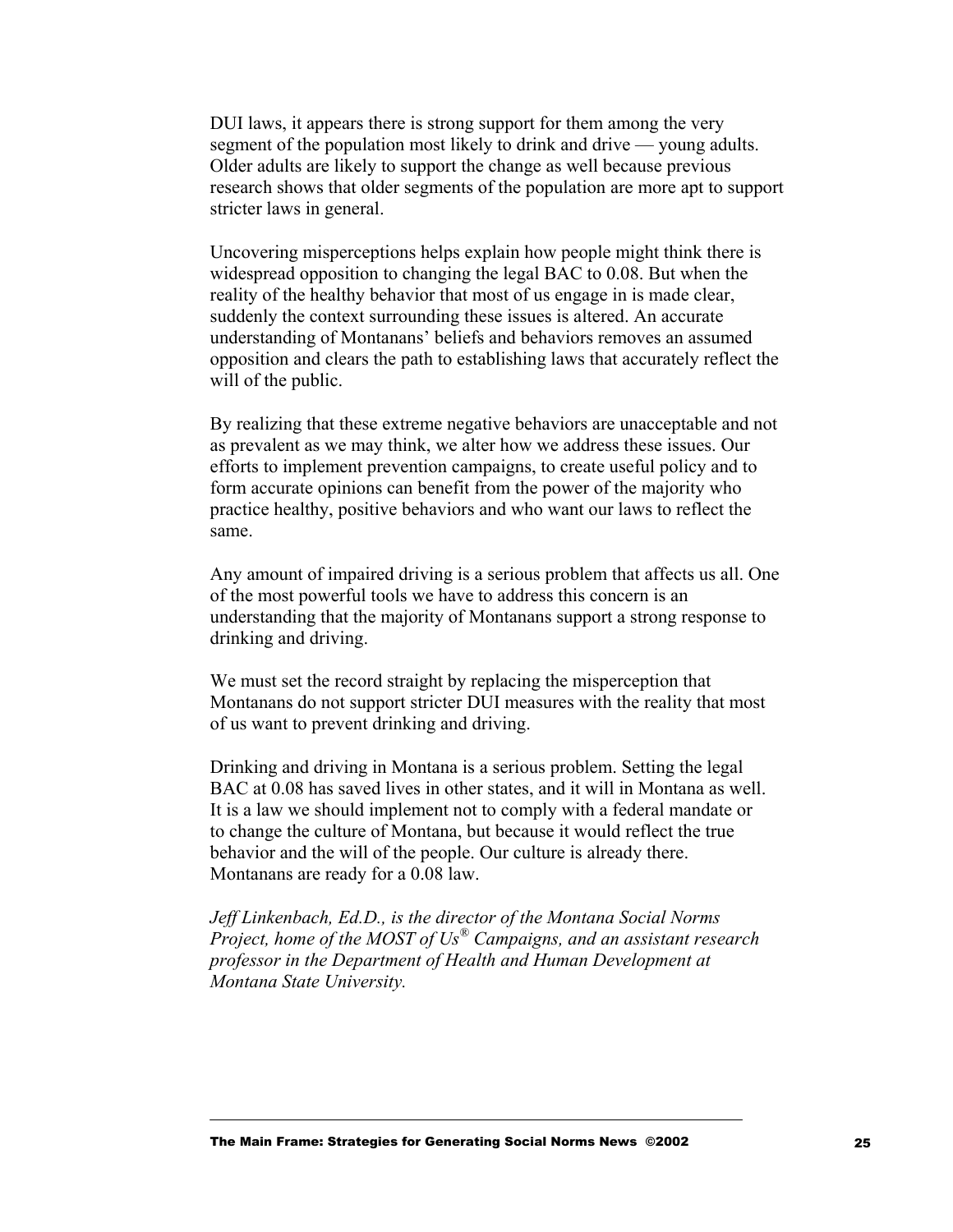DUI laws, it appears there is strong support for them among the very segment of the population most likely to drink and drive — young adults. Older adults are likely to support the change as well because previous research shows that older segments of the population are more apt to support stricter laws in general.

Uncovering misperceptions helps explain how people might think there is widespread opposition to changing the legal BAC to 0.08. But when the reality of the healthy behavior that most of us engage in is made clear, suddenly the context surrounding these issues is altered. An accurate understanding of Montanans' beliefs and behaviors removes an assumed opposition and clears the path to establishing laws that accurately reflect the will of the public.

By realizing that these extreme negative behaviors are unacceptable and not as prevalent as we may think, we alter how we address these issues. Our efforts to implement prevention campaigns, to create useful policy and to form accurate opinions can benefit from the power of the majority who practice healthy, positive behaviors and who want our laws to reflect the same.

Any amount of impaired driving is a serious problem that affects us all. One of the most powerful tools we have to address this concern is an understanding that the majority of Montanans support a strong response to drinking and driving.

We must set the record straight by replacing the misperception that Montanans do not support stricter DUI measures with the reality that most of us want to prevent drinking and driving.

Drinking and driving in Montana is a serious problem. Setting the legal BAC at 0.08 has saved lives in other states, and it will in Montana as well. It is a law we should implement not to comply with a federal mandate or to change the culture of Montana, but because it would reflect the true behavior and the will of the people. Our culture is already there. Montanans are ready for a 0.08 law.

*Jeff Linkenbach, Ed.D., is the director of the Montana Social Norms Project, home of the MOST of Us® Campaigns, and an assistant research professor in the Department of Health and Human Development at Montana State University.*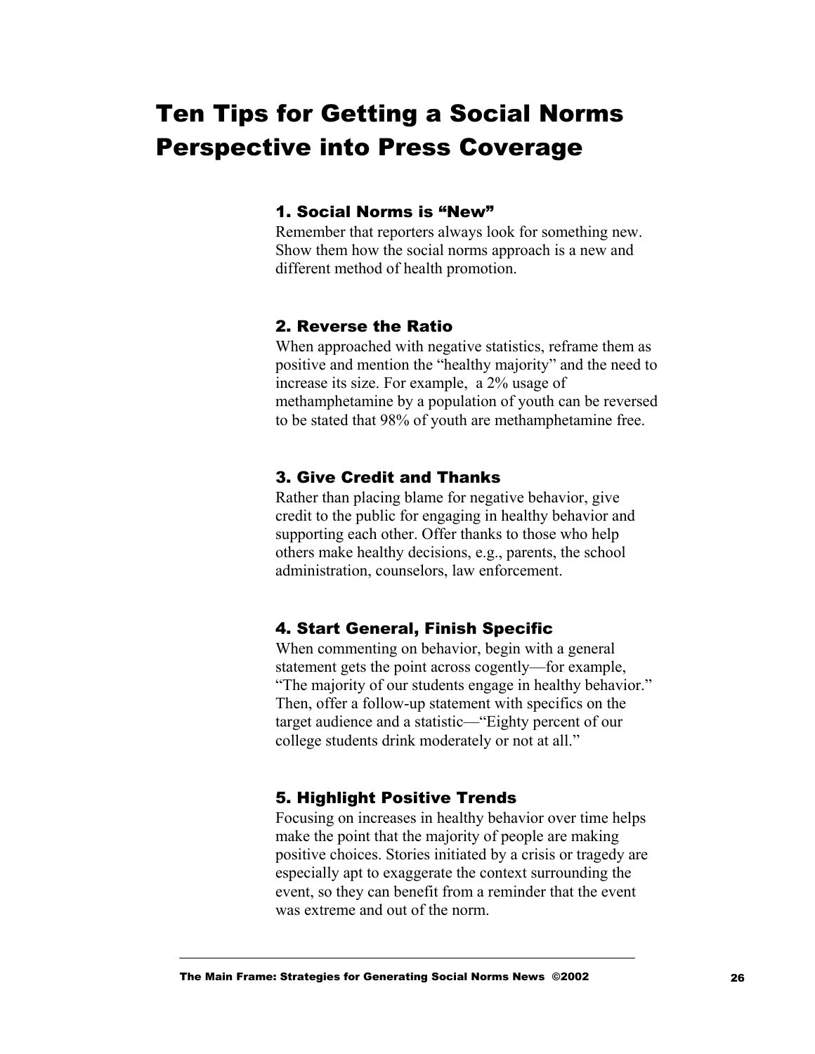# Ten Tips for Getting a Social Norms Perspective into Press Coverage

### 1. Social Norms is "New"

Remember that reporters always look for something new. Show them how the social norms approach is a new and different method of health promotion.

### 2. Reverse the Ratio

When approached with negative statistics, reframe them as positive and mention the "healthy majority" and the need to increase its size. For example, a 2% usage of methamphetamine by a population of youth can be reversed to be stated that 98% of youth are methamphetamine free.

### 3. Give Credit and Thanks

Rather than placing blame for negative behavior, give credit to the public for engaging in healthy behavior and supporting each other. Offer thanks to those who help others make healthy decisions, e.g., parents, the school administration, counselors, law enforcement.

### 4. Start General, Finish Specific

When commenting on behavior, begin with a general statement gets the point across cogently—for example, "The majority of our students engage in healthy behavior." Then, offer a follow-up statement with specifics on the target audience and a statistic—"Eighty percent of our college students drink moderately or not at all."

### 5. Highlight Positive Trends

Focusing on increases in healthy behavior over time helps make the point that the majority of people are making positive choices. Stories initiated by a crisis or tragedy are especially apt to exaggerate the context surrounding the event, so they can benefit from a reminder that the event was extreme and out of the norm.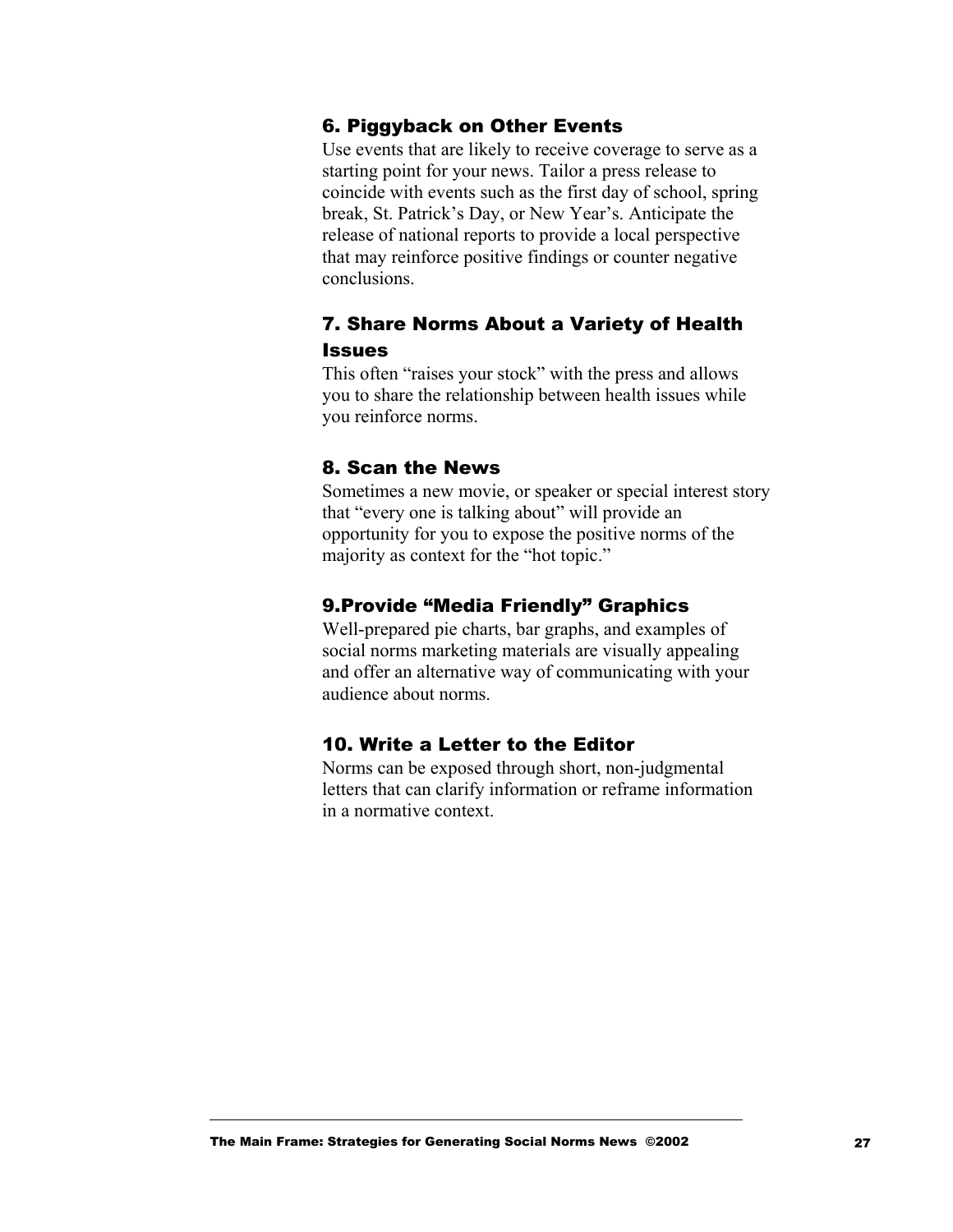### 6. Piggyback on Other Events

Use events that are likely to receive coverage to serve as a starting point for your news. Tailor a press release to coincide with events such as the first day of school, spring break, St. Patrick's Day, or New Year's. Anticipate the release of national reports to provide a local perspective that may reinforce positive findings or counter negative conclusions.

### 7. Share Norms About a Variety of Health Issues

This often "raises your stock" with the press and allows you to share the relationship between health issues while you reinforce norms.

### 8. Scan the News

Sometimes a new movie, or speaker or special interest story that "every one is talking about" will provide an opportunity for you to expose the positive norms of the majority as context for the "hot topic."

### 9.Provide "Media Friendly" Graphics

Well-prepared pie charts, bar graphs, and examples of social norms marketing materials are visually appealing and offer an alternative way of communicating with your audience about norms.

### 10. Write a Letter to the Editor

Norms can be exposed through short, non-judgmental letters that can clarify information or reframe information in a normative context.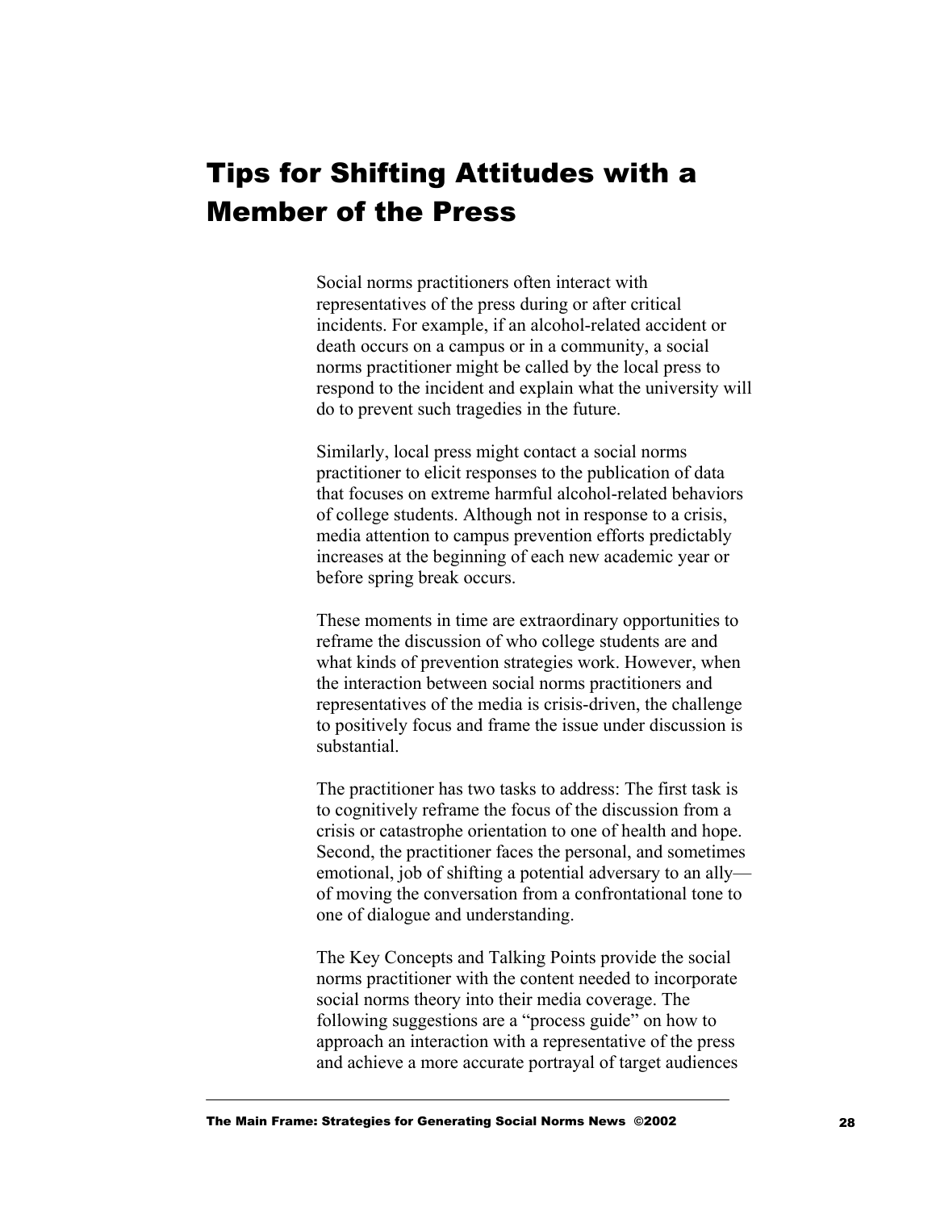# Tips for Shifting Attitudes with a Member of the Press

Social norms practitioners often interact with representatives of the press during or after critical incidents. For example, if an alcohol-related accident or death occurs on a campus or in a community, a social norms practitioner might be called by the local press to respond to the incident and explain what the university will do to prevent such tragedies in the future.

Similarly, local press might contact a social norms practitioner to elicit responses to the publication of data that focuses on extreme harmful alcohol-related behaviors of college students. Although not in response to a crisis, media attention to campus prevention efforts predictably increases at the beginning of each new academic year or before spring break occurs.

These moments in time are extraordinary opportunities to reframe the discussion of who college students are and what kinds of prevention strategies work. However, when the interaction between social norms practitioners and representatives of the media is crisis-driven, the challenge to positively focus and frame the issue under discussion is substantial.

The practitioner has two tasks to address: The first task is to cognitively reframe the focus of the discussion from a crisis or catastrophe orientation to one of health and hope. Second, the practitioner faces the personal, and sometimes emotional, job of shifting a potential adversary to an ally—of moving the conversation from a confrontational tone to one of dialogue and understanding.

The Key Concepts and Talking Points provide the social norms practitioner with the content needed to incorporate social norms theory into their media coverage. The following suggestions are a "process guide" on how to approach an interaction with a representative of the press and achieve a more accurate portrayal of target audiences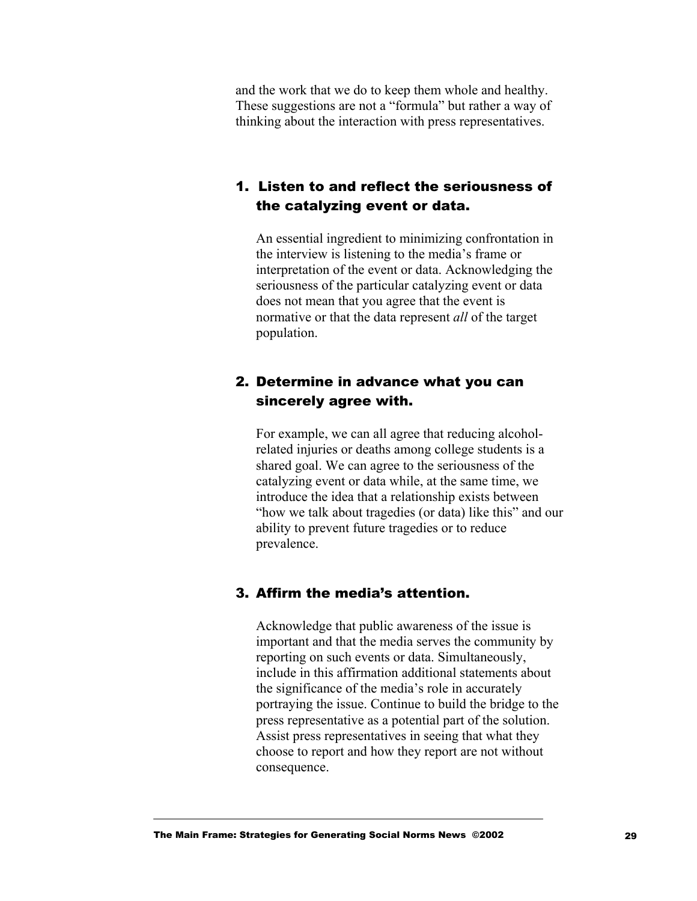and the work that we do to keep them whole and healthy. These suggestions are not a "formula" but rather a way of thinking about the interaction with press representatives.

### 1. Listen to and reflect the seriousness of the catalyzing event or data.

An essential ingredient to minimizing confrontation in the interview is listening to the media's frame or interpretation of the event or data. Acknowledging the seriousness of the particular catalyzing event or data does not mean that you agree that the event is normative or that the data represent *all* of the target population.

### 2. Determine in advance what you can sincerely agree with.

For example, we can all agree that reducing alcohol-related injuries or deaths among college students is a shared goal. We can agree to the seriousness of the catalyzing event or data while, at the same time, we introduce the idea that a relationship exists between "how we talk about tragedies (or data) like this" and our ability to prevent future tragedies or to reduce prevalence.

### 3. Affirm the media's attention.

Acknowledge that public awareness of the issue is important and that the media serves the community by reporting on such events or data. Simultaneously, include in this affirmation additional statements about the significance of the media's role in accurately portraying the issue. Continue to build the bridge to the press representative as a potential part of the solution. Assist press representatives in seeing that what they choose to report and how they report are not without consequence.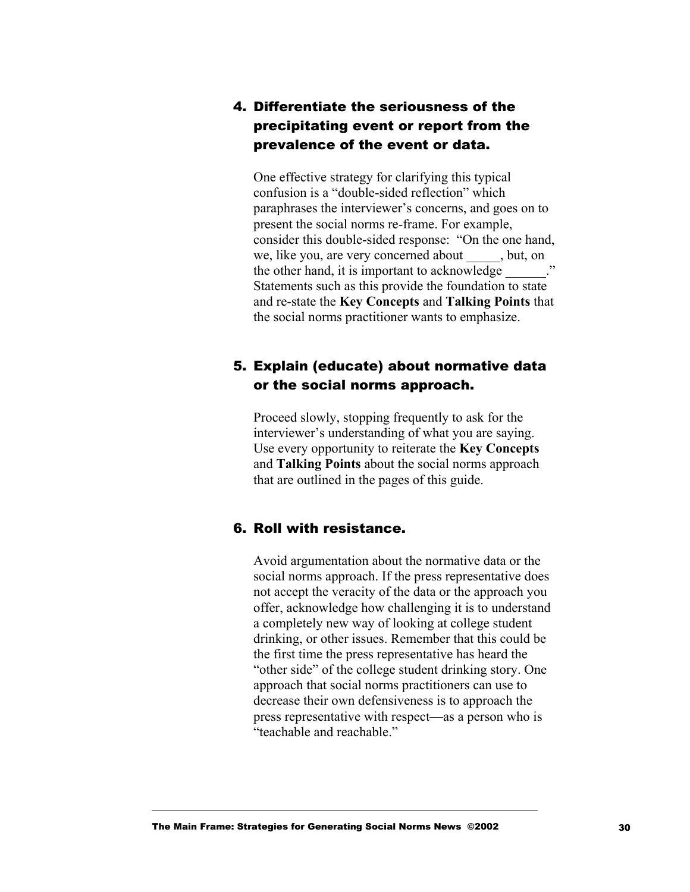### 4. Differentiate the seriousness of the precipitating event or report from the prevalence of the event or data.

One effective strategy for clarifying this typical confusion is a “double-sided reflection” which paraphrases the interviewer’s concerns, and goes on to present the social norms re-frame. For example, consider this double-sided response: “On the one hand, we, like you, are very concerned about _____, but, on the other hand, it is important to acknowledge ______.” Statements such as this provide the foundation to state and re-state the **Key Concepts** and **Talking Points** that the social norms practitioner wants to emphasize.

### 5. Explain (educate) about normative data or the social norms approach.

Proceed slowly, stopping frequently to ask for the interviewer’s understanding of what you are saying. Use every opportunity to reiterate the **Key Concepts** and **Talking Points** about the social norms approach that are outlined in the pages of this guide.

### 6. Roll with resistance.

Avoid argumentation about the normative data or the social norms approach. If the press representative does not accept the veracity of the data or the approach you offer, acknowledge how challenging it is to understand a completely new way of looking at college student drinking, or other issues. Remember that this could be the first time the press representative has heard the “other side” of the college student drinking story. One approach that social norms practitioners can use to decrease their own defensiveness is to approach the press representative with respect—as a person who is “teachable and reachable.”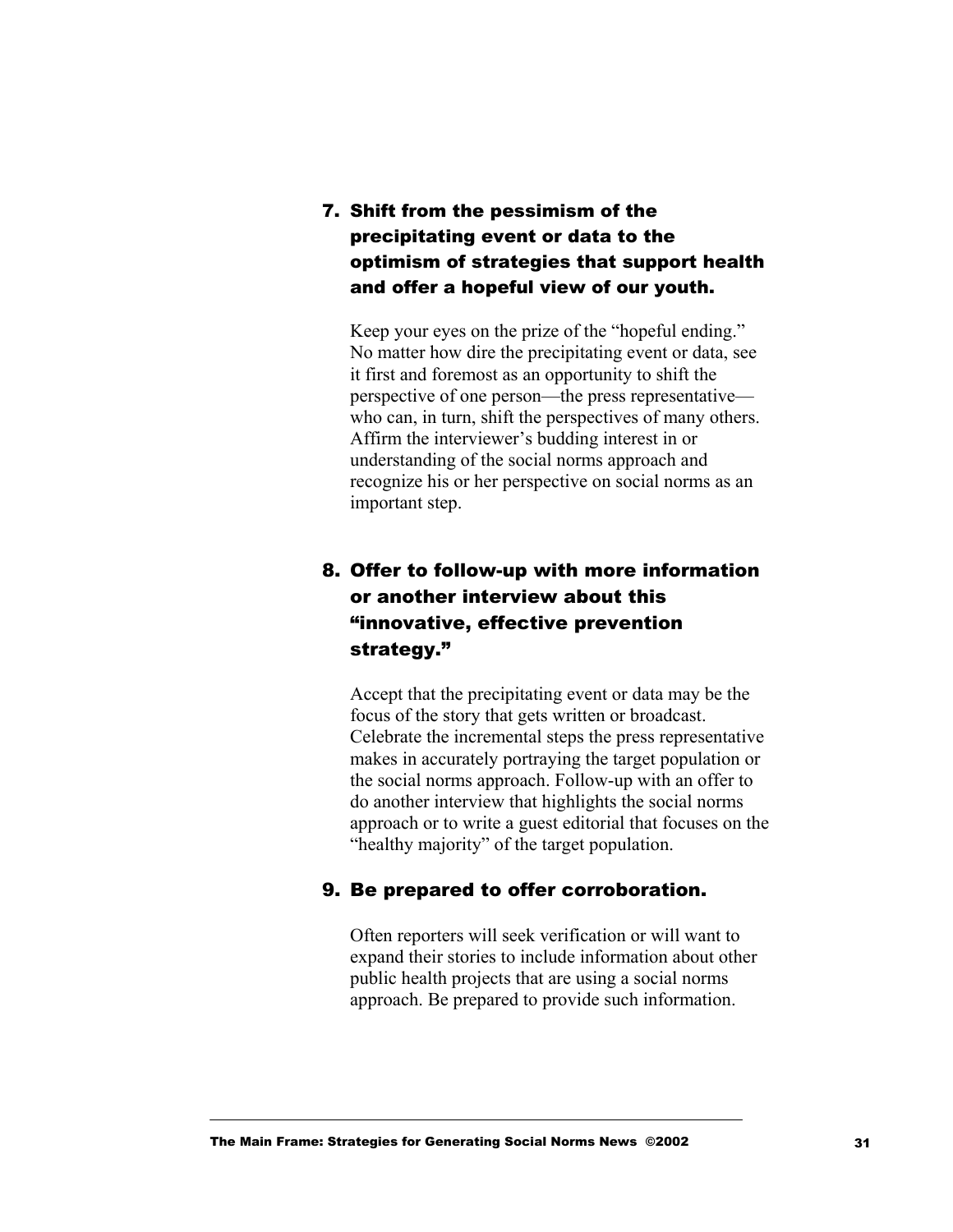### 7. Shift from the pessimism of the precipitating event or data to the optimism of strategies that support health and offer a hopeful view of our youth.

Keep your eyes on the prize of the "hopeful ending." No matter how dire the precipitating event or data, see it first and foremost as an opportunity to shift the perspective of one person—the press representative—who can, in turn, shift the perspectives of many others. Affirm the interviewer's budding interest in or understanding of the social norms approach and recognize his or her perspective on social norms as an important step.

### 8. Offer to follow-up with more information or another interview about this "innovative, effective prevention strategy."

Accept that the precipitating event or data may be the focus of the story that gets written or broadcast. Celebrate the incremental steps the press representative makes in accurately portraying the target population or the social norms approach. Follow-up with an offer to do another interview that highlights the social norms approach or to write a guest editorial that focuses on the "healthy majority" of the target population.

### 9. Be prepared to offer corroboration.

Often reporters will seek verification or will want to expand their stories to include information about other public health projects that are using a social norms approach. Be prepared to provide such information.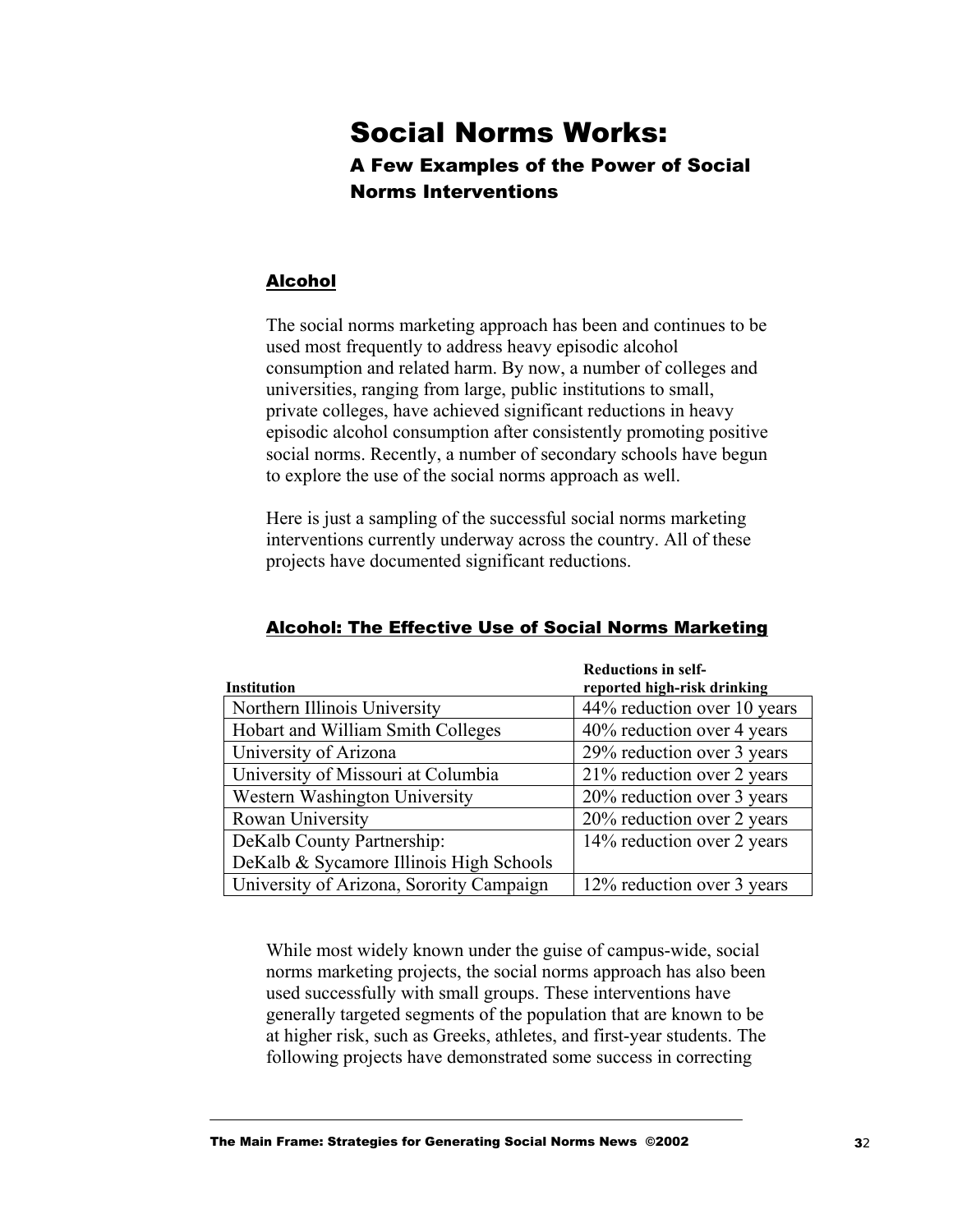// Social Norms Works:

## A Few Examples of the Power of Social Norms Interventions

### Alcohol

The social norms marketing approach has been and continues to be used most frequently to address heavy episodic alcohol consumption and related harm. By now, a number of colleges and universities, ranging from large, public institutions to small, private colleges, have achieved significant reductions in heavy episodic alcohol consumption after consistently promoting positive social norms. Recently, a number of secondary schools have begun to explore the use of the social norms approach as well.

Here is just a sampling of the successful social norms marketing interventions currently underway across the country. All of these projects have documented significant reductions.

### Alcohol: The Effective Use of Social Norms Marketing

| Institution | Reductions in self-reported high-risk drinking |
|---|---|
| Northern Illinois University | 44% reduction over 10 years |
| Hobart and William Smith Colleges | 40% reduction over 4 years |
| University of Arizona | 29% reduction over 3 years |
| University of Missouri at Columbia | 21% reduction over 2 years |
| Western Washington University | 20% reduction over 3 years |
| Rowan University | 20% reduction over 2 years |
| DeKalb County Partnership: DeKalb & Sycamore Illinois High Schools | 14% reduction over 2 years |
| University of Arizona, Sorority Campaign | 12% reduction over 3 years |

While most widely known under the guise of campus-wide, social norms marketing projects, the social norms approach has also been used successfully with small groups. These interventions have generally targeted segments of the population that are known to be at higher risk, such as Greeks, athletes, and first-year students. The following projects have demonstrated some success in correcting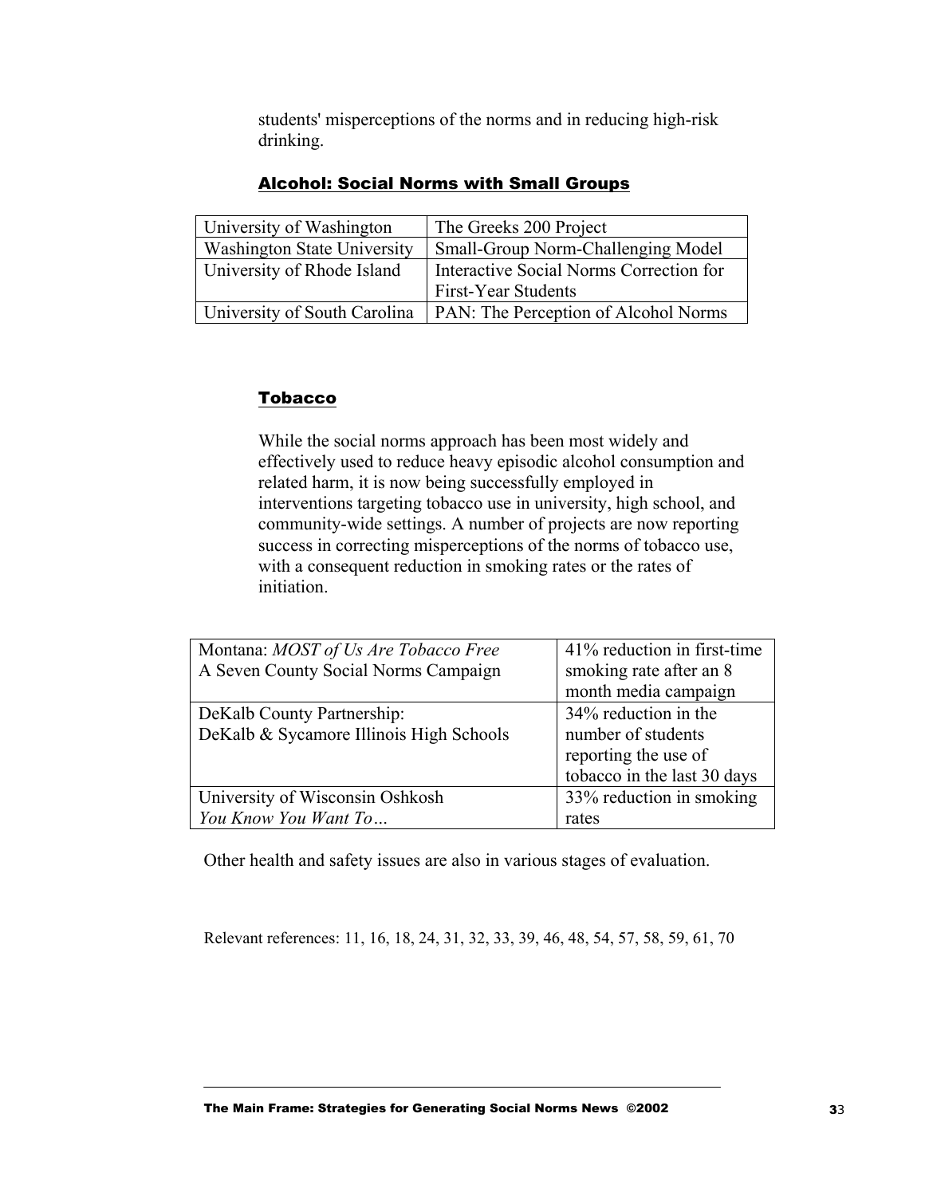students' misperceptions of the norms and in reducing high-risk drinking.

## Alcohol: Social Norms with Small Groups

| | |
|---|---|
| University of Washington | The Greeks 200 Project |
| Washington State University | Small-Group Norm-Challenging Model |
| University of Rhode Island | Interactive Social Norms Correction for First-Year Students |
| University of South Carolina | PAN: The Perception of Alcohol Norms |

## Tobacco

While the social norms approach has been most widely and effectively used to reduce heavy episodic alcohol consumption and related harm, it is now being successfully employed in interventions targeting tobacco use in university, high school, and community-wide settings. A number of projects are now reporting success in correcting misperceptions of the norms of tobacco use, with a consequent reduction in smoking rates or the rates of initiation.

| | |
|---|---|
| Montana: *MOST of Us Are Tobacco Free* A Seven County Social Norms Campaign | 41% reduction in first-time smoking rate after an 8 month media campaign |
| DeKalb County Partnership: DeKalb & Sycamore Illinois High Schools | 34% reduction in the number of students reporting the use of tobacco in the last 30 days |
| University of Wisconsin Oshkosh *You Know You Want To…* | 33% reduction in smoking rates |

Other health and safety issues are also in various stages of evaluation.

Relevant references: 11, 16, 18, 24, 31, 32, 33, 39, 46, 48, 54, 57, 58, 59, 61, 70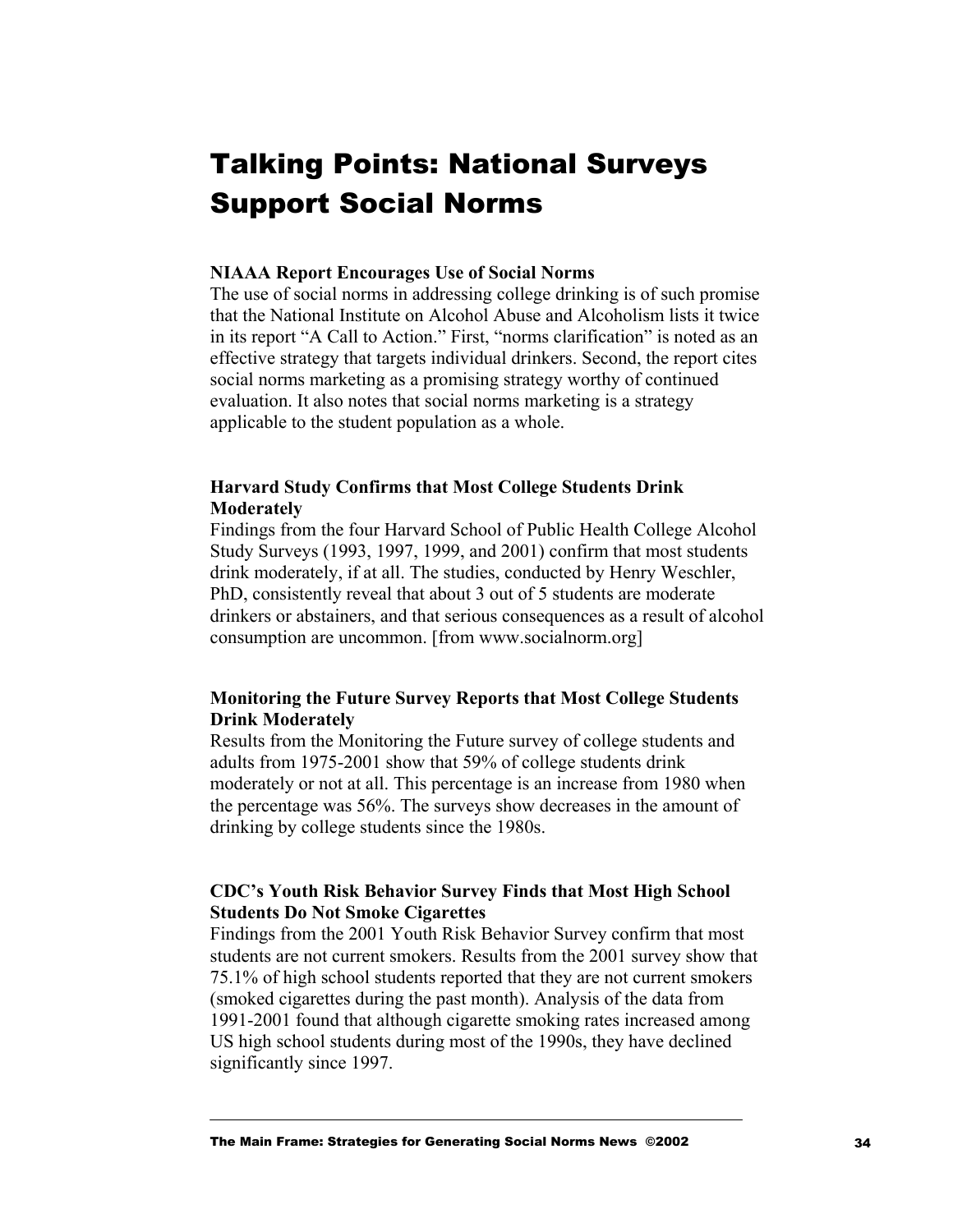# Talking Points: National Surveys Support Social Norms

**NIAAA Report Encourages Use of Social Norms**

The use of social norms in addressing college drinking is of such promise that the National Institute on Alcohol Abuse and Alcoholism lists it twice in its report "A Call to Action." First, "norms clarification" is noted as an effective strategy that targets individual drinkers. Second, the report cites social norms marketing as a promising strategy worthy of continued evaluation. It also notes that social norms marketing is a strategy applicable to the student population as a whole.

**Harvard Study Confirms that Most College Students Drink Moderately**

Findings from the four Harvard School of Public Health College Alcohol Study Surveys (1993, 1997, 1999, and 2001) confirm that most students drink moderately, if at all. The studies, conducted by Henry Weschler, PhD, consistently reveal that about 3 out of 5 students are moderate drinkers or abstainers, and that serious consequences as a result of alcohol consumption are uncommon. [from www.socialnorm.org]

**Monitoring the Future Survey Reports that Most College Students Drink Moderately**

Results from the Monitoring the Future survey of college students and adults from 1975-2001 show that 59% of college students drink moderately or not at all. This percentage is an increase from 1980 when the percentage was 56%. The surveys show decreases in the amount of drinking by college students since the 1980s.

**CDC's Youth Risk Behavior Survey Finds that Most High School Students Do Not Smoke Cigarettes**

Findings from the 2001 Youth Risk Behavior Survey confirm that most students are not current smokers. Results from the 2001 survey show that 75.1% of high school students reported that they are not current smokers (smoked cigarettes during the past month). Analysis of the data from 1991-2001 found that although cigarette smoking rates increased among US high school students during most of the 1990s, they have declined significantly since 1997.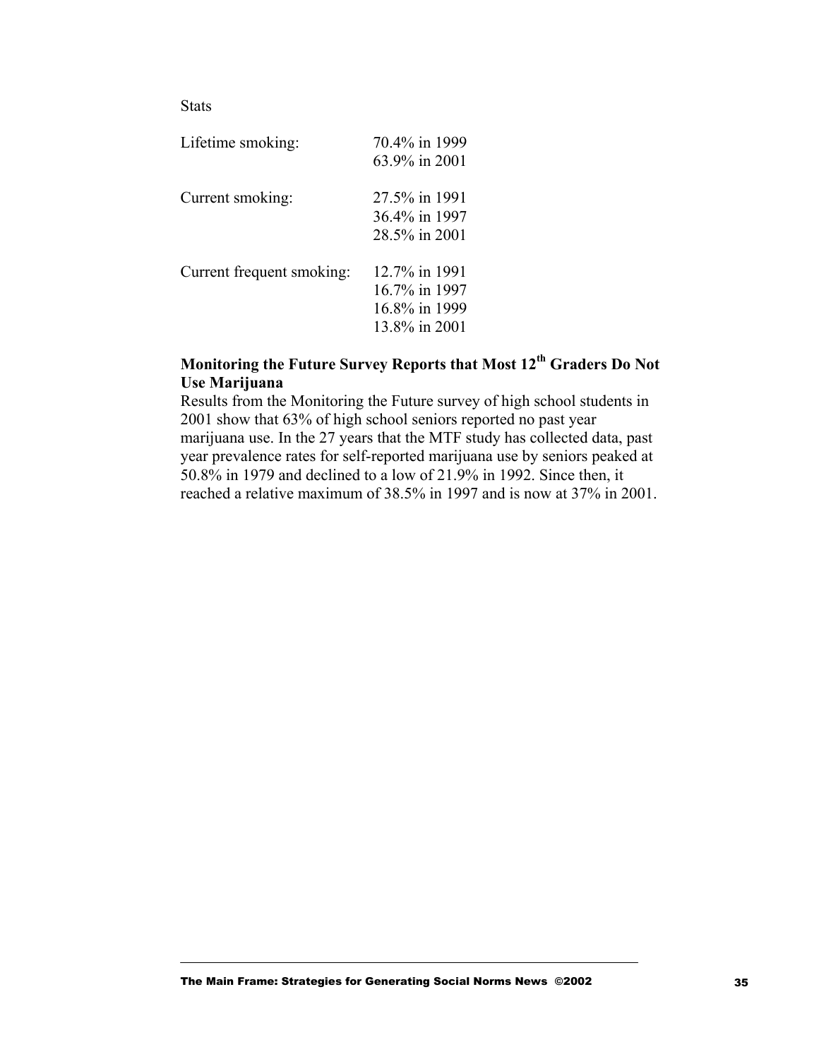Stats

| | |
|---|---|
| Lifetime smoking: | 70.4% in 1999<br>63.9% in 2001 |
| Current smoking: | 27.5% in 1991<br>36.4% in 1997<br>28.5% in 2001 |
| Current frequent smoking: | 12.7% in 1991<br>16.7% in 1997<br>16.8% in 1999<br>13.8% in 2001 |

**Monitoring the Future Survey Reports that Most 12th Graders Do Not Use Marijuana**

Results from the Monitoring the Future survey of high school students in 2001 show that 63% of high school seniors reported no past year marijuana use. In the 27 years that the MTF study has collected data, past year prevalence rates for self-reported marijuana use by seniors peaked at 50.8% in 1979 and declined to a low of 21.9% in 1992. Since then, it reached a relative maximum of 38.5% in 1997 and is now at 37% in 2001.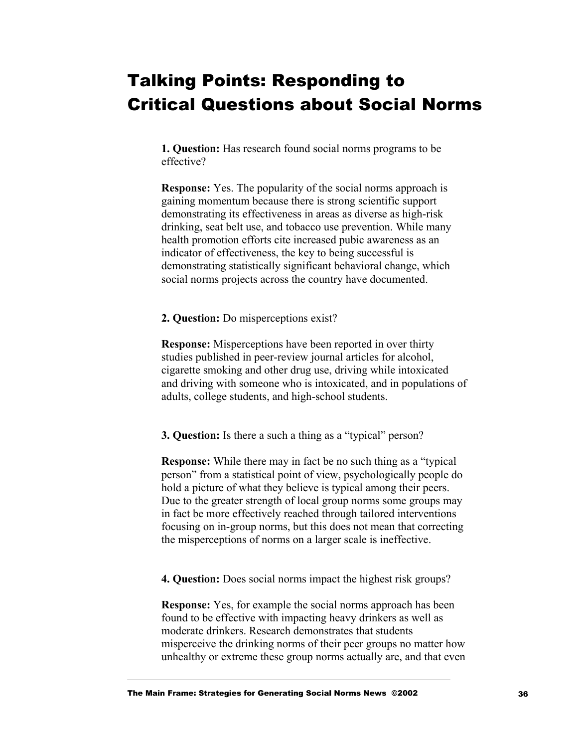# Talking Points: Responding to Critical Questions about Social Norms

**1. Question:** Has research found social norms programs to be effective?

**Response:** Yes. The popularity of the social norms approach is gaining momentum because there is strong scientific support demonstrating its effectiveness in areas as diverse as high-risk drinking, seat belt use, and tobacco use prevention. While many health promotion efforts cite increased pubic awareness as an indicator of effectiveness, the key to being successful is demonstrating statistically significant behavioral change, which social norms projects across the country have documented.

**2. Question:** Do misperceptions exist?

**Response:** Misperceptions have been reported in over thirty studies published in peer-review journal articles for alcohol, cigarette smoking and other drug use, driving while intoxicated and driving with someone who is intoxicated, and in populations of adults, college students, and high-school students.

**3. Question:** Is there a such a thing as a "typical" person?

**Response:** While there may in fact be no such thing as a "typical person" from a statistical point of view, psychologically people do hold a picture of what they believe is typical among their peers. Due to the greater strength of local group norms some groups may in fact be more effectively reached through tailored interventions focusing on in-group norms, but this does not mean that correcting the misperceptions of norms on a larger scale is ineffective.

**4. Question:** Does social norms impact the highest risk groups?

**Response:** Yes, for example the social norms approach has been found to be effective with impacting heavy drinkers as well as moderate drinkers. Research demonstrates that students misperceive the drinking norms of their peer groups no matter how unhealthy or extreme these group norms actually are, and that even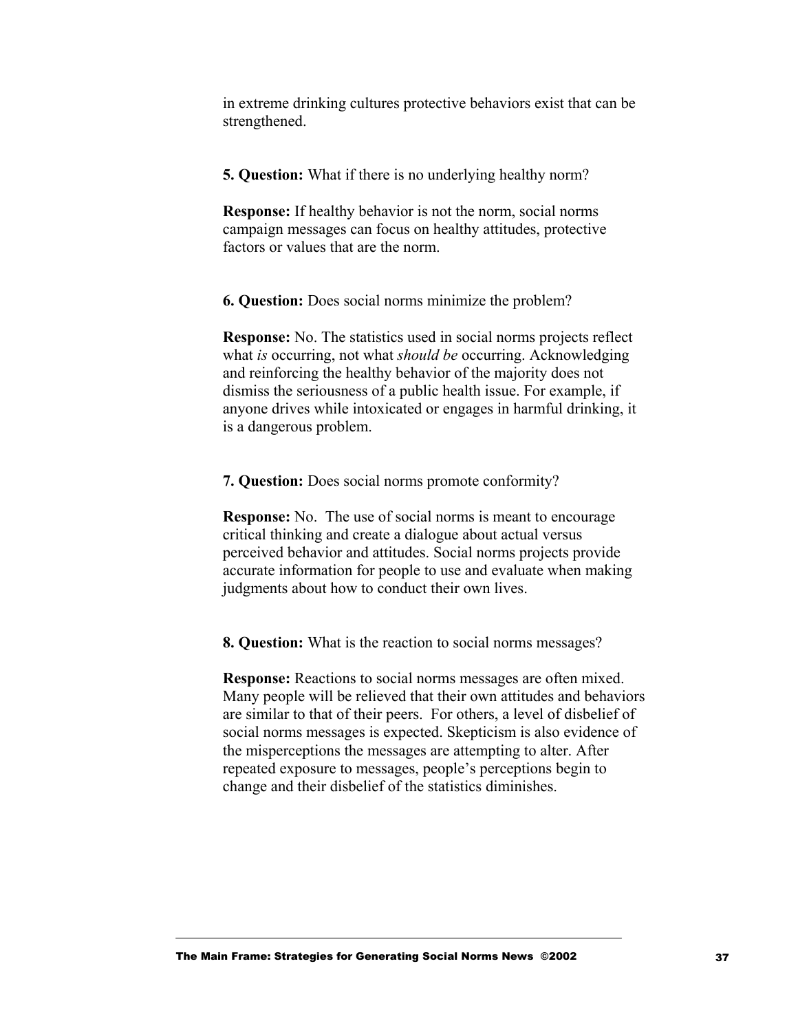in extreme drinking cultures protective behaviors exist that can be strengthened.

**5. Question:** What if there is no underlying healthy norm?

**Response:** If healthy behavior is not the norm, social norms campaign messages can focus on healthy attitudes, protective factors or values that are the norm.

**6. Question:** Does social norms minimize the problem?

**Response:** No. The statistics used in social norms projects reflect what *is* occurring, not what *should be* occurring. Acknowledging and reinforcing the healthy behavior of the majority does not dismiss the seriousness of a public health issue. For example, if anyone drives while intoxicated or engages in harmful drinking, it is a dangerous problem.

**7. Question:** Does social norms promote conformity?

**Response:** No. The use of social norms is meant to encourage critical thinking and create a dialogue about actual versus perceived behavior and attitudes. Social norms projects provide accurate information for people to use and evaluate when making judgments about how to conduct their own lives.

**8. Question:** What is the reaction to social norms messages?

**Response:** Reactions to social norms messages are often mixed. Many people will be relieved that their own attitudes and behaviors are similar to that of their peers. For others, a level of disbelief of social norms messages is expected. Skepticism is also evidence of the misperceptions the messages are attempting to alter. After repeated exposure to messages, people's perceptions begin to change and their disbelief of the statistics diminishes.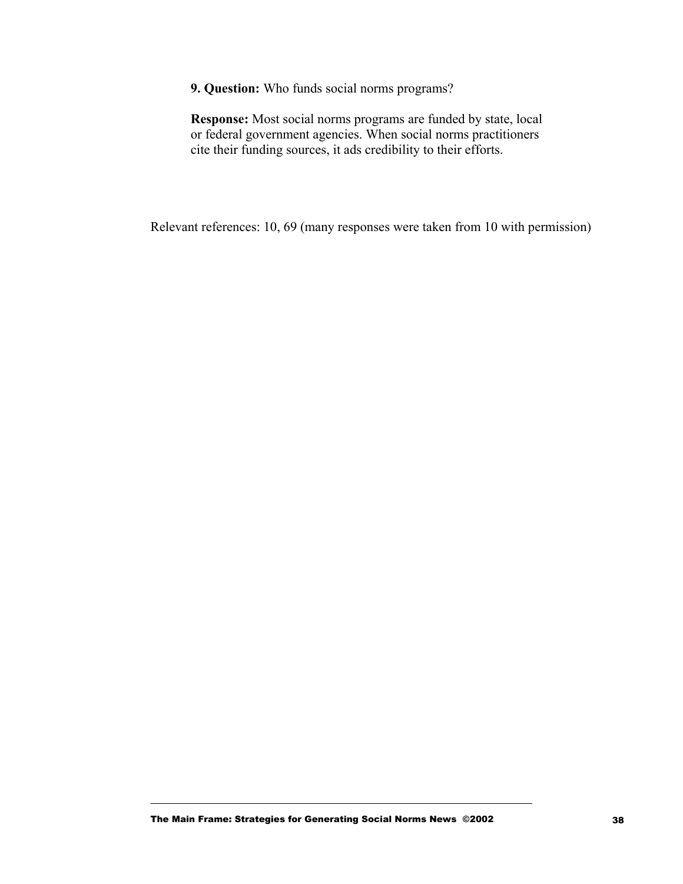**9. Question:** Who funds social norms programs?

**Response:** Most social norms programs are funded by state, local or federal government agencies. When social norms practitioners cite their funding sources, it ads credibility to their efforts.

Relevant references: 10, 69 (many responses were taken from 10 with permission)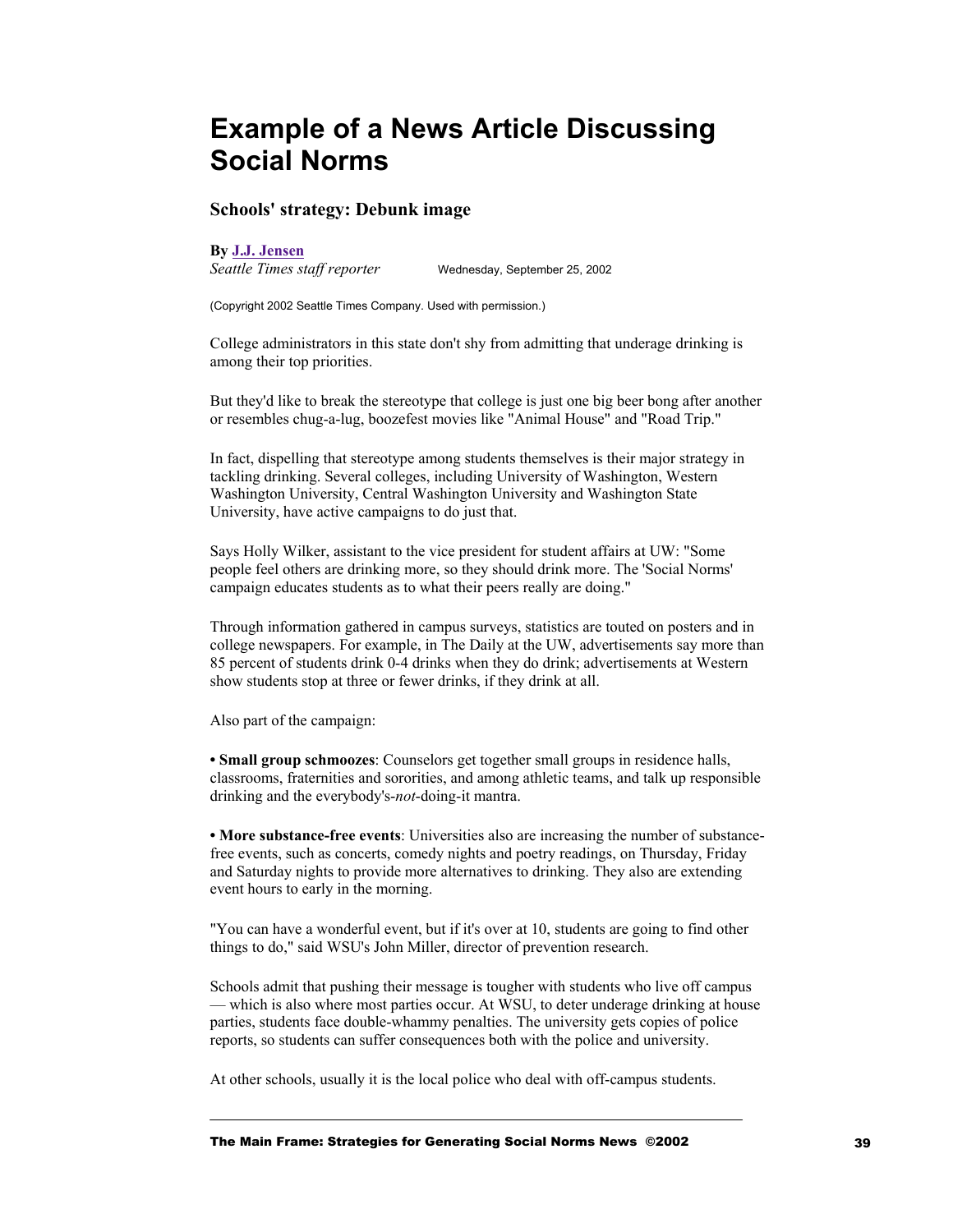# Example of a News Article Discussing Social Norms

### Schools' strategy: Debunk image

**By J.J. Jensen**
*Seattle Times staff reporter* Wednesday, September 25, 2002

(Copyright 2002 Seattle Times Company. Used with permission.)

College administrators in this state don't shy from admitting that underage drinking is among their top priorities.

But they'd like to break the stereotype that college is just one big beer bong after another or resembles chug-a-lug, boozefest movies like "Animal House" and "Road Trip."

In fact, dispelling that stereotype among students themselves is their major strategy in tackling drinking. Several colleges, including University of Washington, Western Washington University, Central Washington University and Washington State University, have active campaigns to do just that.

Says Holly Wilker, assistant to the vice president for student affairs at UW: "Some people feel others are drinking more, so they should drink more. The 'Social Norms' campaign educates students as to what their peers really are doing."

Through information gathered in campus surveys, statistics are touted on posters and in college newspapers. For example, in The Daily at the UW, advertisements say more than 85 percent of students drink 0-4 drinks when they do drink; advertisements at Western show students stop at three or fewer drinks, if they drink at all.

Also part of the campaign:

**• Small group schmoozes**: Counselors get together small groups in residence halls, classrooms, fraternities and sororities, and among athletic teams, and talk up responsible drinking and the everybody's-*not*-doing-it mantra.

**• More substance-free events**: Universities also are increasing the number of substance-free events, such as concerts, comedy nights and poetry readings, on Thursday, Friday and Saturday nights to provide more alternatives to drinking. They also are extending event hours to early in the morning.

"You can have a wonderful event, but if it's over at 10, students are going to find other things to do," said WSU's John Miller, director of prevention research.

Schools admit that pushing their message is tougher with students who live off campus — which is also where most parties occur. At WSU, to deter underage drinking at house parties, students face double-whammy penalties. The university gets copies of police reports, so students can suffer consequences both with the police and university.

At other schools, usually it is the local police who deal with off-campus students.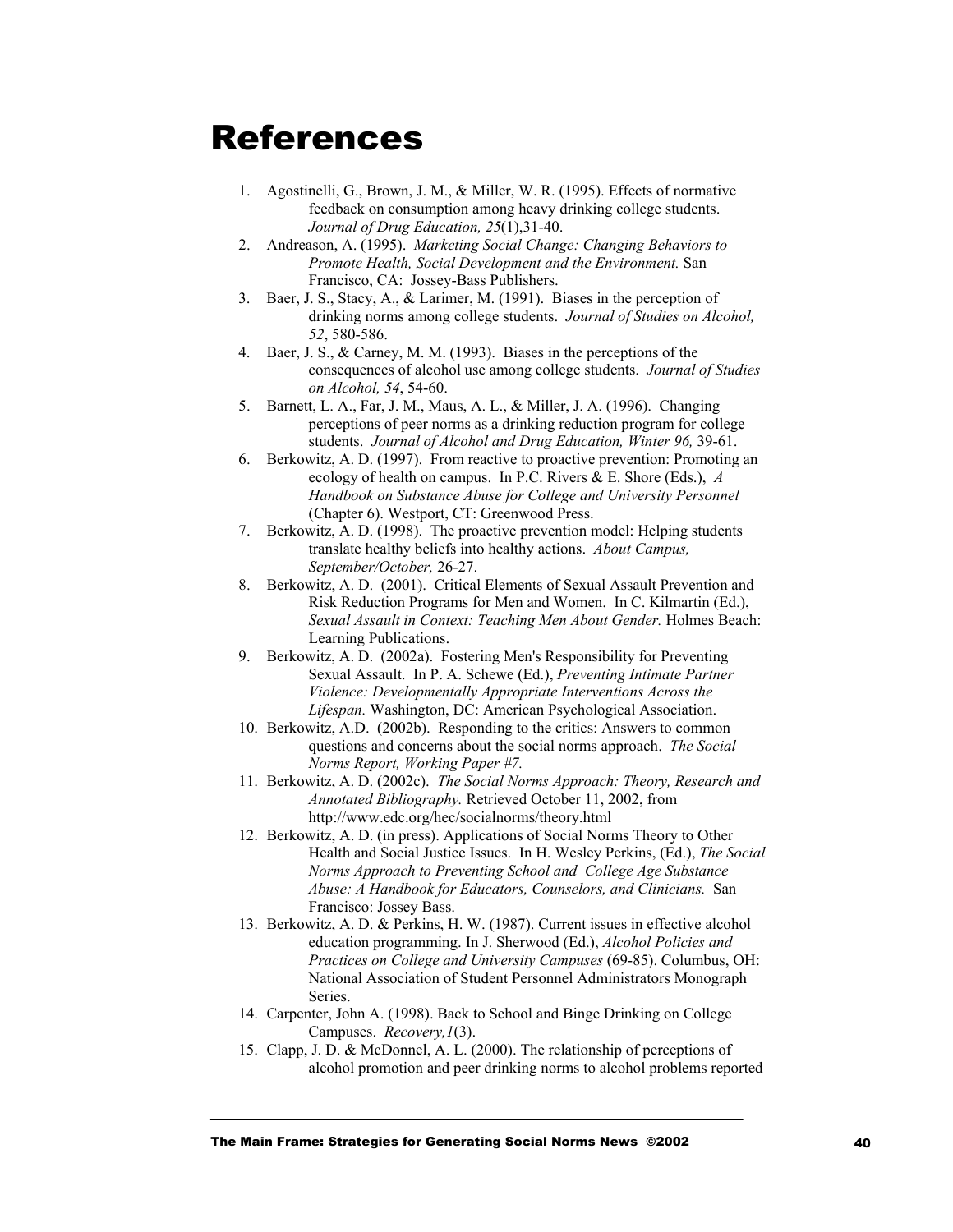# References

1. Agostinelli, G., Brown, J. M., & Miller, W. R. (1995). Effects of normative feedback on consumption among heavy drinking college students. *Journal of Drug Education, 25*(1),31-40.
2. Andreason, A. (1995). *Marketing Social Change: Changing Behaviors to Promote Health, Social Development and the Environment.* San Francisco, CA: Jossey-Bass Publishers.
3. Baer, J. S., Stacy, A., & Larimer, M. (1991). Biases in the perception of drinking norms among college students. *Journal of Studies on Alcohol, 52*, 580-586.
4. Baer, J. S., & Carney, M. M. (1993). Biases in the perceptions of the consequences of alcohol use among college students. *Journal of Studies on Alcohol, 54*, 54-60.
5. Barnett, L. A., Far, J. M., Maus, A. L., & Miller, J. A. (1996). Changing perceptions of peer norms as a drinking reduction program for college students. *Journal of Alcohol and Drug Education, Winter 96,* 39-61.
6. Berkowitz, A. D. (1997). From reactive to proactive prevention: Promoting an ecology of health on campus. In P.C. Rivers & E. Shore (Eds.), *A Handbook on Substance Abuse for College and University Personnel* (Chapter 6). Westport, CT: Greenwood Press.
7. Berkowitz, A. D. (1998). The proactive prevention model: Helping students translate healthy beliefs into healthy actions. *About Campus, September/October,* 26-27.
8. Berkowitz, A. D. (2001). Critical Elements of Sexual Assault Prevention and Risk Reduction Programs for Men and Women. In C. Kilmartin (Ed.), *Sexual Assault in Context: Teaching Men About Gender.* Holmes Beach: Learning Publications.
9. Berkowitz, A. D. (2002a). Fostering Men's Responsibility for Preventing Sexual Assault. In P. A. Schewe (Ed.), *Preventing Intimate Partner Violence: Developmentally Appropriate Interventions Across the Lifespan.* Washington, DC: American Psychological Association.
10. Berkowitz, A.D. (2002b). Responding to the critics: Answers to common questions and concerns about the social norms approach. *The Social Norms Report, Working Paper #7.*
11. Berkowitz, A. D. (2002c). *The Social Norms Approach: Theory, Research and Annotated Bibliography.* Retrieved October 11, 2002, from http://www.edc.org/hec/socialnorms/theory.html
12. Berkowitz, A. D. (in press). Applications of Social Norms Theory to Other Health and Social Justice Issues. In H. Wesley Perkins, (Ed.), *The Social Norms Approach to Preventing School and College Age Substance Abuse: A Handbook for Educators, Counselors, and Clinicians.* San Francisco: Jossey Bass.
13. Berkowitz, A. D. & Perkins, H. W. (1987). Current issues in effective alcohol education programming. In J. Sherwood (Ed.), *Alcohol Policies and Practices on College and University Campuses* (69-85). Columbus, OH: National Association of Student Personnel Administrators Monograph Series.
14. Carpenter, John A. (1998). Back to School and Binge Drinking on College Campuses. *Recovery,1*(3).
15. Clapp, J. D. & McDonnel, A. L. (2000). The relationship of perceptions of alcohol promotion and peer drinking norms to alcohol problems reported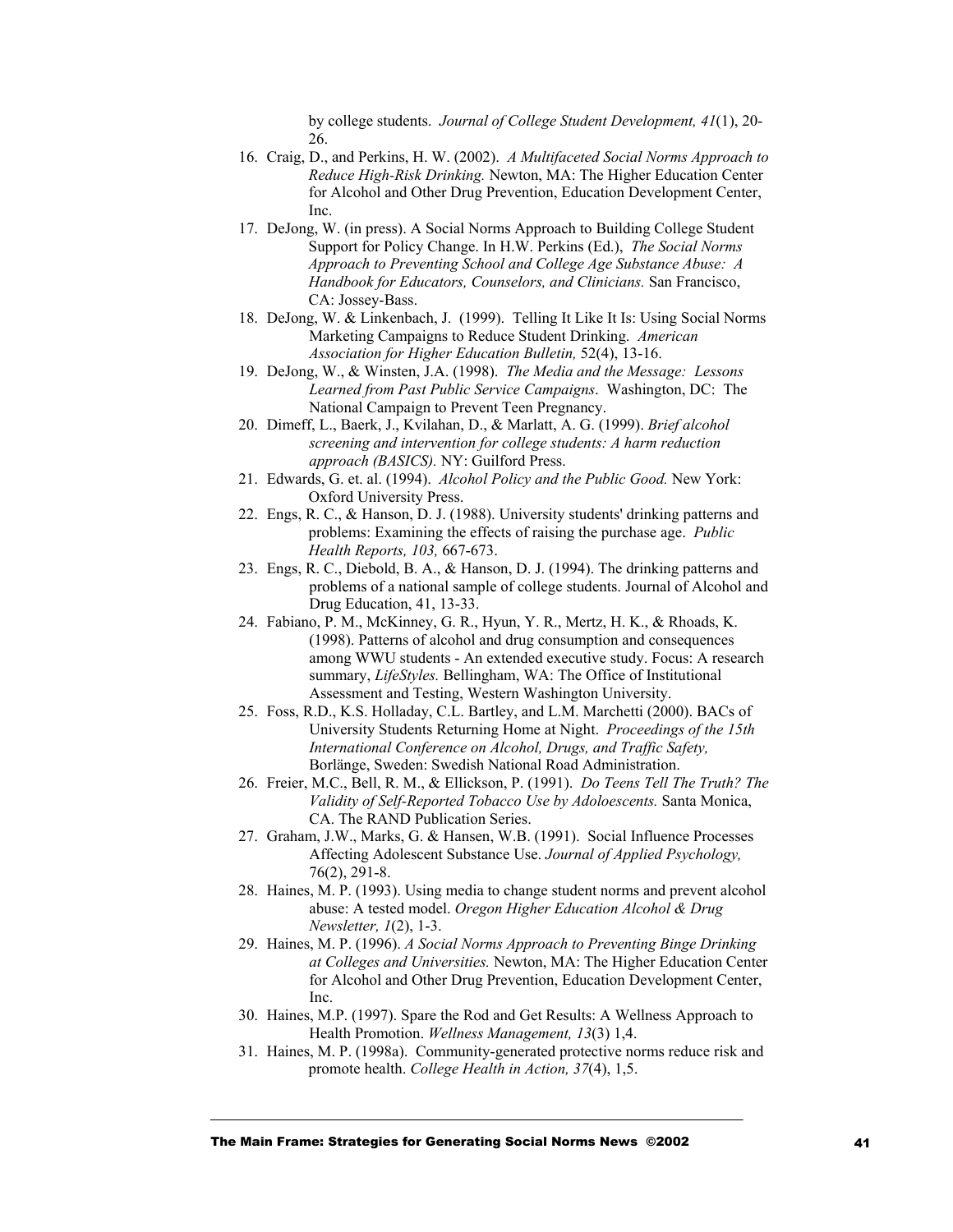by college students. *Journal of College Student Development, 41*(1), 20-26.

16. Craig, D., and Perkins, H. W. (2002). *A Multifaceted Social Norms Approach to Reduce High-Risk Drinking.* Newton, MA: The Higher Education Center for Alcohol and Other Drug Prevention, Education Development Center, Inc.
17. DeJong, W. (in press). A Social Norms Approach to Building College Student Support for Policy Change. In H.W. Perkins (Ed.), *The Social Norms Approach to Preventing School and College Age Substance Abuse: A Handbook for Educators, Counselors, and Clinicians.* San Francisco, CA: Jossey-Bass.
18. DeJong, W. & Linkenbach, J. (1999). Telling It Like It Is: Using Social Norms Marketing Campaigns to Reduce Student Drinking. *American Association for Higher Education Bulletin,* 52(4), 13-16.
19. DeJong, W., & Winsten, J.A. (1998). *The Media and the Message: Lessons Learned from Past Public Service Campaigns*. Washington, DC: The National Campaign to Prevent Teen Pregnancy.
20. Dimeff, L., Baerk, J., Kvilahan, D., & Marlatt, A. G. (1999). *Brief alcohol screening and intervention for college students: A harm reduction approach (BASICS).* NY: Guilford Press.
21. Edwards, G. et. al. (1994). *Alcohol Policy and the Public Good.* New York: Oxford University Press.
22. Engs, R. C., & Hanson, D. J. (1988). University students' drinking patterns and problems: Examining the effects of raising the purchase age. *Public Health Reports, 103,* 667-673.
23. Engs, R. C., Diebold, B. A., & Hanson, D. J. (1994). The drinking patterns and problems of a national sample of college students. Journal of Alcohol and Drug Education, 41, 13-33.
24. Fabiano, P. M., McKinney, G. R., Hyun, Y. R., Mertz, H. K., & Rhoads, K. (1998). Patterns of alcohol and drug consumption and consequences among WWU students - An extended executive study. Focus: A research summary, *LifeStyles.* Bellingham, WA: The Office of Institutional Assessment and Testing, Western Washington University.
25. Foss, R.D., K.S. Holladay, C.L. Bartley, and L.M. Marchetti (2000). BACs of University Students Returning Home at Night. *Proceedings of the 15th International Conference on Alcohol, Drugs, and Traffic Safety,* Borlänge, Sweden: Swedish National Road Administration.
26. Freier, M.C., Bell, R. M., & Ellickson, P. (1991). *Do Teens Tell The Truth? The Validity of Self-Reported Tobacco Use by Adoloescents.* Santa Monica, CA. The RAND Publication Series.
27. Graham, J.W., Marks, G. & Hansen, W.B. (1991). Social Influence Processes Affecting Adolescent Substance Use. *Journal of Applied Psychology,* 76(2), 291-8.
28. Haines, M. P. (1993). Using media to change student norms and prevent alcohol abuse: A tested model. *Oregon Higher Education Alcohol & Drug Newsletter, 1*(2), 1-3.
29. Haines, M. P. (1996). *A Social Norms Approach to Preventing Binge Drinking at Colleges and Universities.* Newton, MA: The Higher Education Center for Alcohol and Other Drug Prevention, Education Development Center, Inc.
30. Haines, M.P. (1997). Spare the Rod and Get Results: A Wellness Approach to Health Promotion. *Wellness Management, 13*(3) 1,4.
31. Haines, M. P. (1998a). Community-generated protective norms reduce risk and promote health. *College Health in Action, 37*(4), 1,5.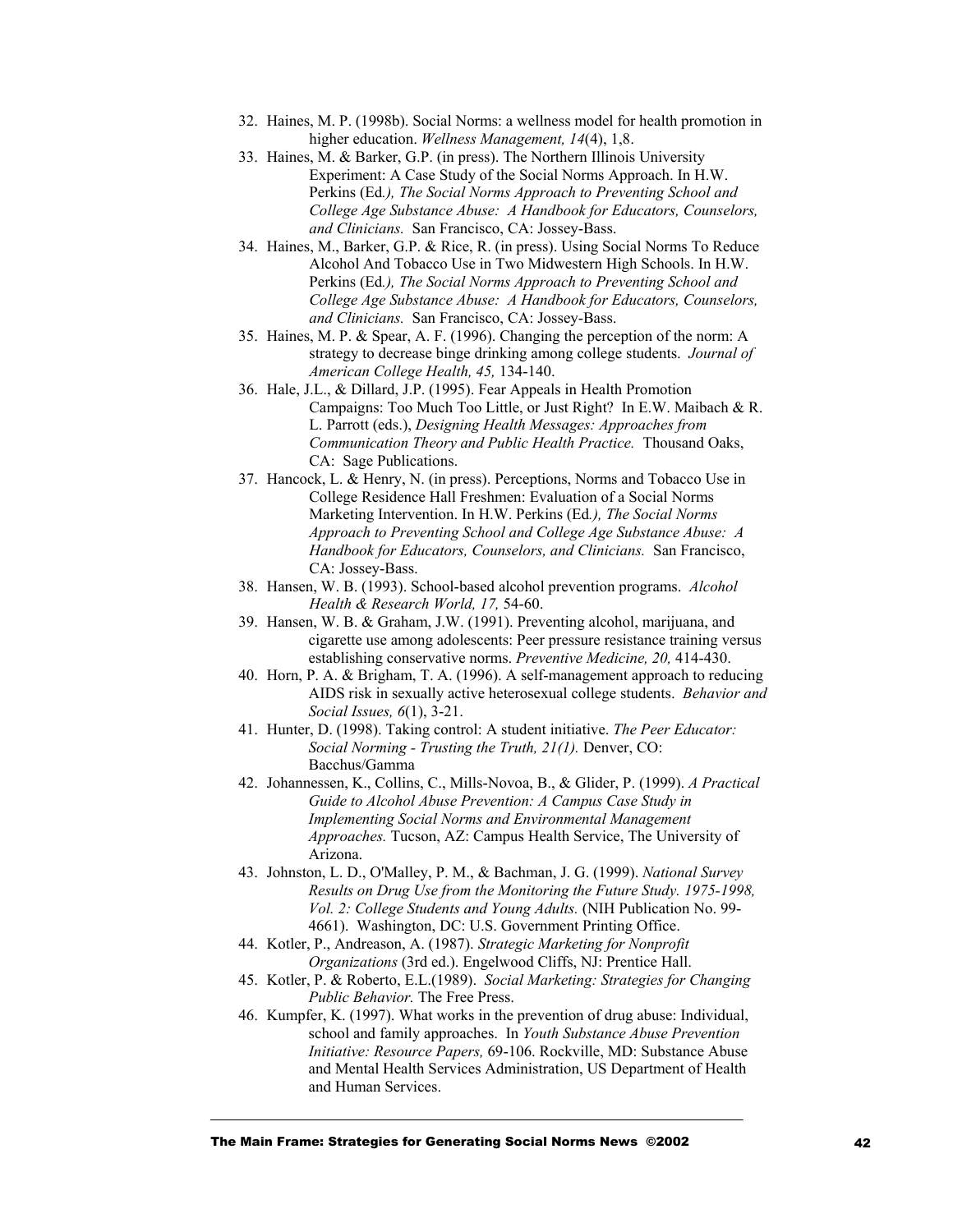32. Haines, M. P. (1998b). Social Norms: a wellness model for health promotion in higher education. *Wellness Management, 14*(4), 1,8.
33. Haines, M. & Barker, G.P. (in press). The Northern Illinois University Experiment: A Case Study of the Social Norms Approach. In H.W. Perkins (Ed*.), The Social Norms Approach to Preventing School and College Age Substance Abuse: A Handbook for Educators, Counselors, and Clinicians.* San Francisco, CA: Jossey-Bass.
34. Haines, M., Barker, G.P. & Rice, R. (in press). Using Social Norms To Reduce Alcohol And Tobacco Use in Two Midwestern High Schools. In H.W. Perkins (Ed*.), The Social Norms Approach to Preventing School and College Age Substance Abuse: A Handbook for Educators, Counselors, and Clinicians.* San Francisco, CA: Jossey-Bass.
35. Haines, M. P. & Spear, A. F. (1996). Changing the perception of the norm: A strategy to decrease binge drinking among college students. *Journal of American College Health, 45,* 134-140.
36. Hale, J.L., & Dillard, J.P. (1995). Fear Appeals in Health Promotion Campaigns: Too Much Too Little, or Just Right? In E.W. Maibach & R. L. Parrott (eds.), *Designing Health Messages: Approaches from Communication Theory and Public Health Practice.* Thousand Oaks, CA: Sage Publications.
37. Hancock, L. & Henry, N. (in press). Perceptions, Norms and Tobacco Use in College Residence Hall Freshmen: Evaluation of a Social Norms Marketing Intervention. In H.W. Perkins (Ed*.), The Social Norms Approach to Preventing School and College Age Substance Abuse: A Handbook for Educators, Counselors, and Clinicians.* San Francisco, CA: Jossey-Bass.
38. Hansen, W. B. (1993). School-based alcohol prevention programs. *Alcohol Health & Research World, 17,* 54-60.
39. Hansen, W. B. & Graham, J.W. (1991). Preventing alcohol, marijuana, and cigarette use among adolescents: Peer pressure resistance training versus establishing conservative norms. *Preventive Medicine, 20,* 414-430.
40. Horn, P. A. & Brigham, T. A. (1996). A self-management approach to reducing AIDS risk in sexually active heterosexual college students. *Behavior and Social Issues, 6*(1), 3-21.
41. Hunter, D. (1998). Taking control: A student initiative. *The Peer Educator: Social Norming - Trusting the Truth, 21(1).* Denver, CO: Bacchus/Gamma
42. Johannessen, K., Collins, C., Mills-Novoa, B., & Glider, P. (1999). *A Practical Guide to Alcohol Abuse Prevention: A Campus Case Study in Implementing Social Norms and Environmental Management Approaches.* Tucson, AZ: Campus Health Service, The University of Arizona.
43. Johnston, L. D., O'Malley, P. M., & Bachman, J. G. (1999). *National Survey Results on Drug Use from the Monitoring the Future Study. 1975-1998, Vol. 2: College Students and Young Adults.* (NIH Publication No. 99-4661). Washington, DC: U.S. Government Printing Office.
44. Kotler, P., Andreason, A. (1987). *Strategic Marketing for Nonprofit Organizations* (3rd ed.). Engelwood Cliffs, NJ: Prentice Hall.
45. Kotler, P. & Roberto, E.L.(1989). *Social Marketing: Strategies for Changing Public Behavior.* The Free Press.
46. Kumpfer, K. (1997). What works in the prevention of drug abuse: Individual, school and family approaches. In *Youth Substance Abuse Prevention Initiative: Resource Papers,* 69-106. Rockville, MD: Substance Abuse and Mental Health Services Administration, US Department of Health and Human Services.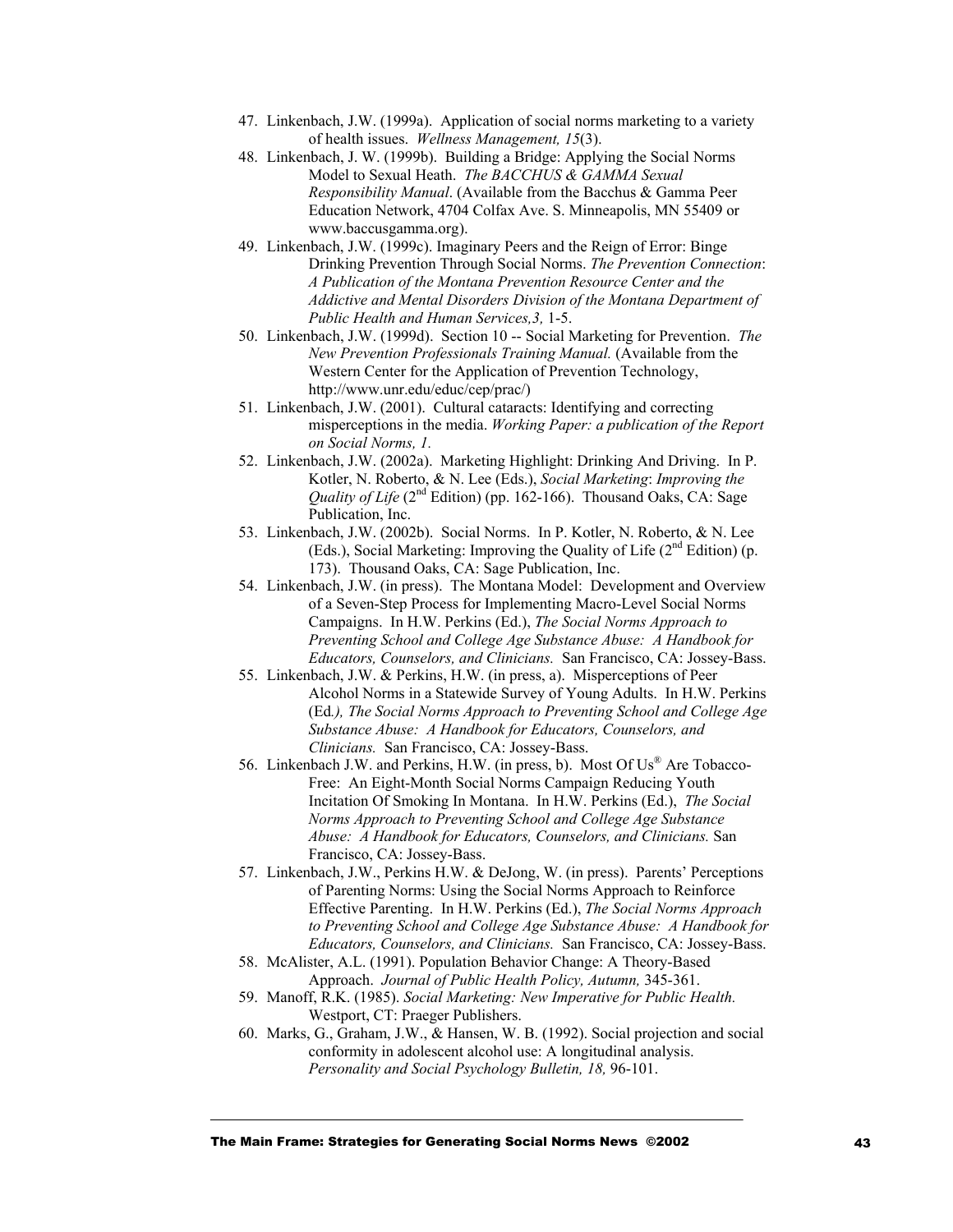47. Linkenbach, J.W. (1999a). Application of social norms marketing to a variety of health issues. *Wellness Management, 15*(3).
48. Linkenbach, J. W. (1999b). Building a Bridge: Applying the Social Norms Model to Sexual Heath. *The BACCHUS & GAMMA Sexual Responsibility Manual*. (Available from the Bacchus & Gamma Peer Education Network, 4704 Colfax Ave. S. Minneapolis, MN 55409 or www.baccusgamma.org).
49. Linkenbach, J.W. (1999c). Imaginary Peers and the Reign of Error: Binge Drinking Prevention Through Social Norms. *The Prevention Connection*: *A Publication of the Montana Prevention Resource Center and the Addictive and Mental Disorders Division of the Montana Department of Public Health and Human Services,3,* 1-5.
50. Linkenbach, J.W. (1999d). Section 10 -- Social Marketing for Prevention. *The New Prevention Professionals Training Manual.* (Available from the Western Center for the Application of Prevention Technology, http://www.unr.edu/educ/cep/prac/)
51. Linkenbach, J.W. (2001). Cultural cataracts: Identifying and correcting misperceptions in the media. *Working Paper: a publication of the Report on Social Norms, 1.*
52. Linkenbach, J.W. (2002a). Marketing Highlight: Drinking And Driving. In P. Kotler, N. Roberto, & N. Lee (Eds.), *Social Marketing*: *Improving the Quality of Life* (2nd Edition) (pp. 162-166). Thousand Oaks, CA: Sage Publication, Inc.
53. Linkenbach, J.W. (2002b). Social Norms. In P. Kotler, N. Roberto, & N. Lee (Eds.), Social Marketing: Improving the Quality of Life (2nd Edition) (p. 173). Thousand Oaks, CA: Sage Publication, Inc.
54. Linkenbach, J.W. (in press). The Montana Model: Development and Overview of a Seven-Step Process for Implementing Macro-Level Social Norms Campaigns. In H.W. Perkins (Ed.), *The Social Norms Approach to Preventing School and College Age Substance Abuse: A Handbook for Educators, Counselors, and Clinicians.* San Francisco, CA: Jossey-Bass.
55. Linkenbach, J.W. & Perkins, H.W. (in press, a). Misperceptions of Peer Alcohol Norms in a Statewide Survey of Young Adults. In H.W. Perkins (Ed*.), The Social Norms Approach to Preventing School and College Age Substance Abuse: A Handbook for Educators, Counselors, and Clinicians.* San Francisco, CA: Jossey-Bass.
56. Linkenbach J.W. and Perkins, H.W. (in press, b). Most Of Us® Are Tobacco-Free: An Eight-Month Social Norms Campaign Reducing Youth Incitation Of Smoking In Montana. In H.W. Perkins (Ed.), *The Social Norms Approach to Preventing School and College Age Substance Abuse: A Handbook for Educators, Counselors, and Clinicians.* San Francisco, CA: Jossey-Bass.
57. Linkenbach, J.W., Perkins H.W. & DeJong, W. (in press). Parents' Perceptions of Parenting Norms: Using the Social Norms Approach to Reinforce Effective Parenting. In H.W. Perkins (Ed.), *The Social Norms Approach to Preventing School and College Age Substance Abuse: A Handbook for Educators, Counselors, and Clinicians.* San Francisco, CA: Jossey-Bass.
58. McAlister, A.L. (1991). Population Behavior Change: A Theory-Based Approach. *Journal of Public Health Policy, Autumn,* 345-361.
59. Manoff, R.K. (1985). *Social Marketing: New Imperative for Public Health.* Westport, CT: Praeger Publishers.
60. Marks, G., Graham, J.W., & Hansen, W. B. (1992). Social projection and social conformity in adolescent alcohol use: A longitudinal analysis. *Personality and Social Psychology Bulletin, 18,* 96-101.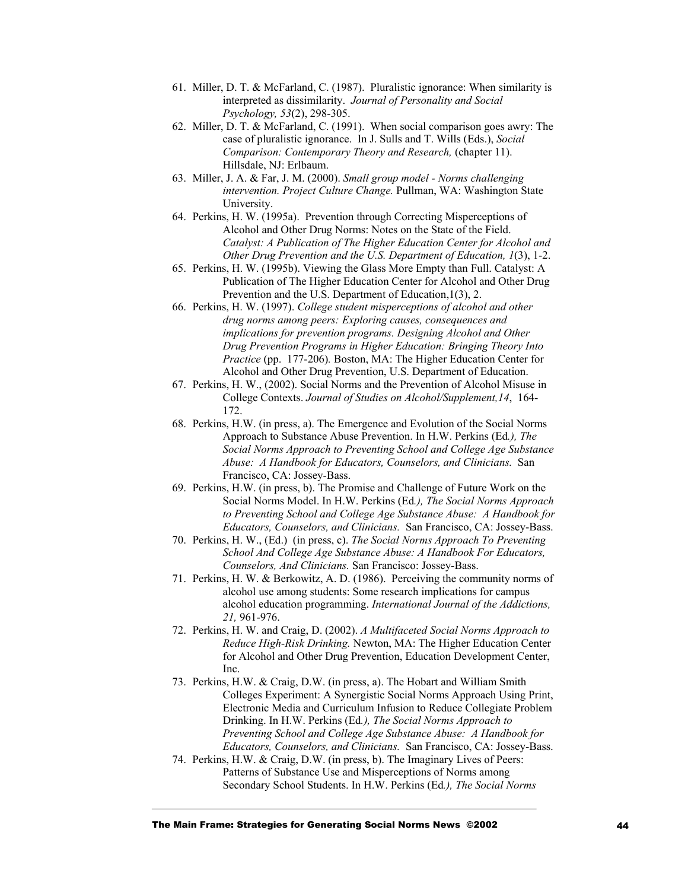61. Miller, D. T. & McFarland, C. (1987). Pluralistic ignorance: When similarity is interpreted as dissimilarity. *Journal of Personality and Social Psychology, 53*(2), 298-305.
62. Miller, D. T. & McFarland, C. (1991). When social comparison goes awry: The case of pluralistic ignorance. In J. Sulls and T. Wills (Eds.), *Social Comparison: Contemporary Theory and Research,* (chapter 11). Hillsdale, NJ: Erlbaum.
63. Miller, J. A. & Far, J. M. (2000). *Small group model - Norms challenging intervention. Project Culture Change.* Pullman, WA: Washington State University.
64. Perkins, H. W. (1995a). Prevention through Correcting Misperceptions of Alcohol and Other Drug Norms: Notes on the State of the Field. *Catalyst: A Publication of The Higher Education Center for Alcohol and Other Drug Prevention and the U.S. Department of Education, 1*(3), 1-2.
65. Perkins, H. W. (1995b). Viewing the Glass More Empty than Full. Catalyst: A Publication of The Higher Education Center for Alcohol and Other Drug Prevention and the U.S. Department of Education,1(3), 2.
66. Perkins, H. W. (1997). *College student misperceptions of alcohol and other drug norms among peers: Exploring causes, consequences and implications for prevention programs. Designing Alcohol and Other Drug Prevention Programs in Higher Education: Bringing Theory Into Practice* (pp. 177-206)*.* Boston, MA: The Higher Education Center for Alcohol and Other Drug Prevention, U.S. Department of Education.
67. Perkins, H. W., (2002). Social Norms and the Prevention of Alcohol Misuse in College Contexts. *Journal of Studies on Alcohol/Supplement,14*, 164-172.
68. Perkins, H.W. (in press, a). The Emergence and Evolution of the Social Norms Approach to Substance Abuse Prevention. In H.W. Perkins (Ed*.), The Social Norms Approach to Preventing School and College Age Substance Abuse: A Handbook for Educators, Counselors, and Clinicians.* San Francisco, CA: Jossey-Bass.
69. Perkins, H.W. (in press, b). The Promise and Challenge of Future Work on the Social Norms Model. In H.W. Perkins (Ed*.), The Social Norms Approach to Preventing School and College Age Substance Abuse: A Handbook for Educators, Counselors, and Clinicians.* San Francisco, CA: Jossey-Bass.
70. Perkins, H. W., (Ed.) (in press, c). *The Social Norms Approach To Preventing School And College Age Substance Abuse: A Handbook For Educators, Counselors, And Clinicians.* San Francisco: Jossey-Bass.
71. Perkins, H. W. & Berkowitz, A. D. (1986). Perceiving the community norms of alcohol use among students: Some research implications for campus alcohol education programming. *International Journal of the Addictions, 21,* 961-976.
72. Perkins, H. W. and Craig, D. (2002). *A Multifaceted Social Norms Approach to Reduce High-Risk Drinking.* Newton, MA: The Higher Education Center for Alcohol and Other Drug Prevention, Education Development Center, Inc.
73. Perkins, H.W. & Craig, D.W. (in press, a). The Hobart and William Smith Colleges Experiment: A Synergistic Social Norms Approach Using Print, Electronic Media and Curriculum Infusion to Reduce Collegiate Problem Drinking. In H.W. Perkins (Ed*.), The Social Norms Approach to Preventing School and College Age Substance Abuse: A Handbook for Educators, Counselors, and Clinicians.* San Francisco, CA: Jossey-Bass.
74. Perkins, H.W. & Craig, D.W. (in press, b). The Imaginary Lives of Peers: Patterns of Substance Use and Misperceptions of Norms among Secondary School Students. In H.W. Perkins (Ed*.), The Social Norms*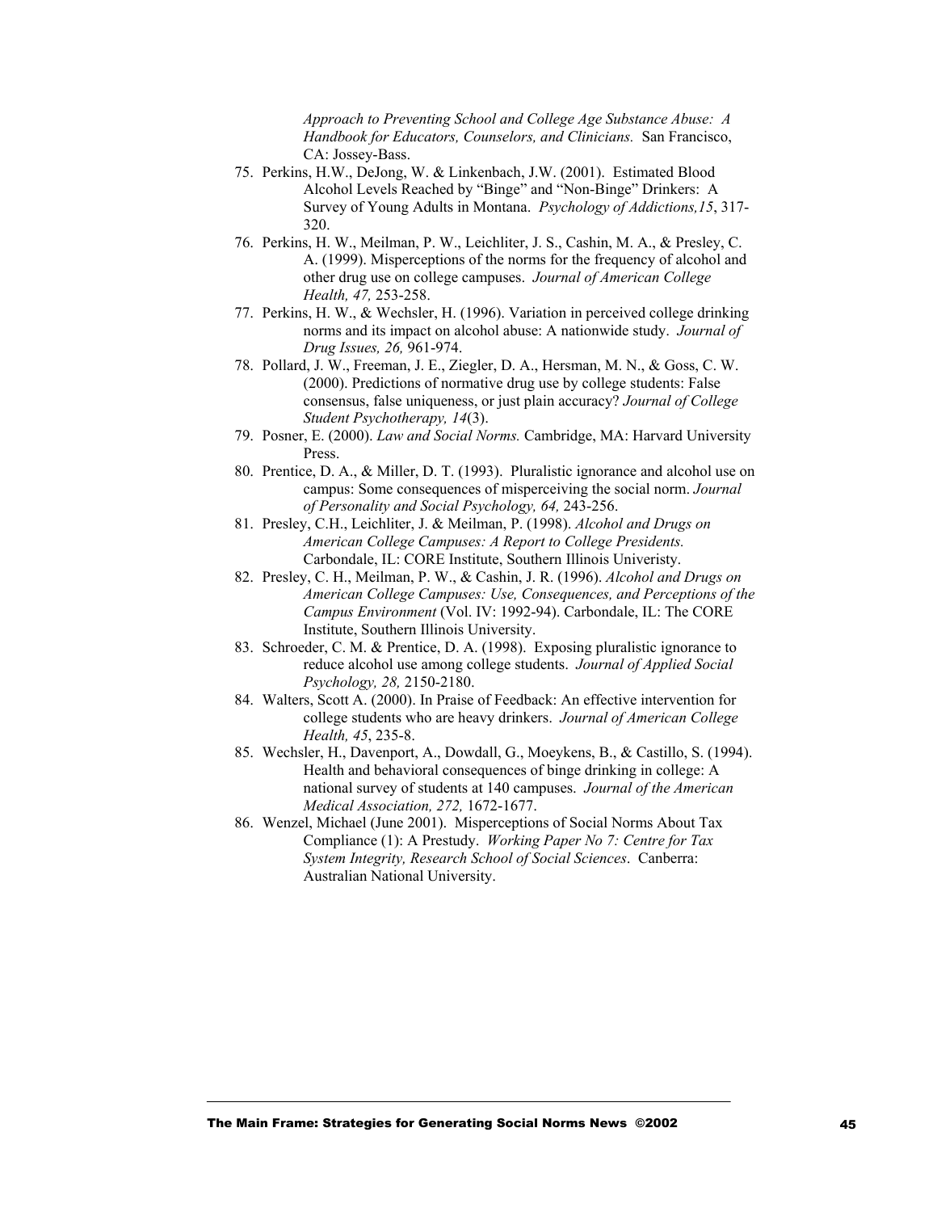*Approach to Preventing School and College Age Substance Abuse: A Handbook for Educators, Counselors, and Clinicians.* San Francisco, CA: Jossey-Bass.

75. Perkins, H.W., DeJong, W. & Linkenbach, J.W. (2001). Estimated Blood Alcohol Levels Reached by "Binge" and "Non-Binge" Drinkers: A Survey of Young Adults in Montana. *Psychology of Addictions,15*, 317-320.
76. Perkins, H. W., Meilman, P. W., Leichliter, J. S., Cashin, M. A., & Presley, C. A. (1999). Misperceptions of the norms for the frequency of alcohol and other drug use on college campuses. *Journal of American College Health, 47,* 253-258.
77. Perkins, H. W., & Wechsler, H. (1996). Variation in perceived college drinking norms and its impact on alcohol abuse: A nationwide study. *Journal of Drug Issues, 26,* 961-974.
78. Pollard, J. W., Freeman, J. E., Ziegler, D. A., Hersman, M. N., & Goss, C. W. (2000). Predictions of normative drug use by college students: False consensus, false uniqueness, or just plain accuracy? *Journal of College Student Psychotherapy, 14*(3).
79. Posner, E. (2000). *Law and Social Norms.* Cambridge, MA: Harvard University Press.
80. Prentice, D. A., & Miller, D. T. (1993). Pluralistic ignorance and alcohol use on campus: Some consequences of misperceiving the social norm. *Journal of Personality and Social Psychology, 64,* 243-256.
81. Presley, C.H., Leichliter, J. & Meilman, P. (1998). *Alcohol and Drugs on American College Campuses: A Report to College Presidents.* Carbondale, IL: CORE Institute, Southern Illinois Univeristy.
82. Presley, C. H., Meilman, P. W., & Cashin, J. R. (1996). *Alcohol and Drugs on American College Campuses: Use, Consequences, and Perceptions of the Campus Environment* (Vol. IV: 1992-94). Carbondale, IL: The CORE Institute, Southern Illinois University.
83. Schroeder, C. M. & Prentice, D. A. (1998). Exposing pluralistic ignorance to reduce alcohol use among college students. *Journal of Applied Social Psychology, 28,* 2150-2180.
84. Walters, Scott A. (2000). In Praise of Feedback: An effective intervention for college students who are heavy drinkers. *Journal of American College Health, 45*, 235-8.
85. Wechsler, H., Davenport, A., Dowdall, G., Moeykens, B., & Castillo, S. (1994). Health and behavioral consequences of binge drinking in college: A national survey of students at 140 campuses. *Journal of the American Medical Association, 272,* 1672-1677.
86. Wenzel, Michael (June 2001). Misperceptions of Social Norms About Tax Compliance (1): A Prestudy. *Working Paper No 7: Centre for Tax System Integrity, Research School of Social Sciences*. Canberra: Australian National University.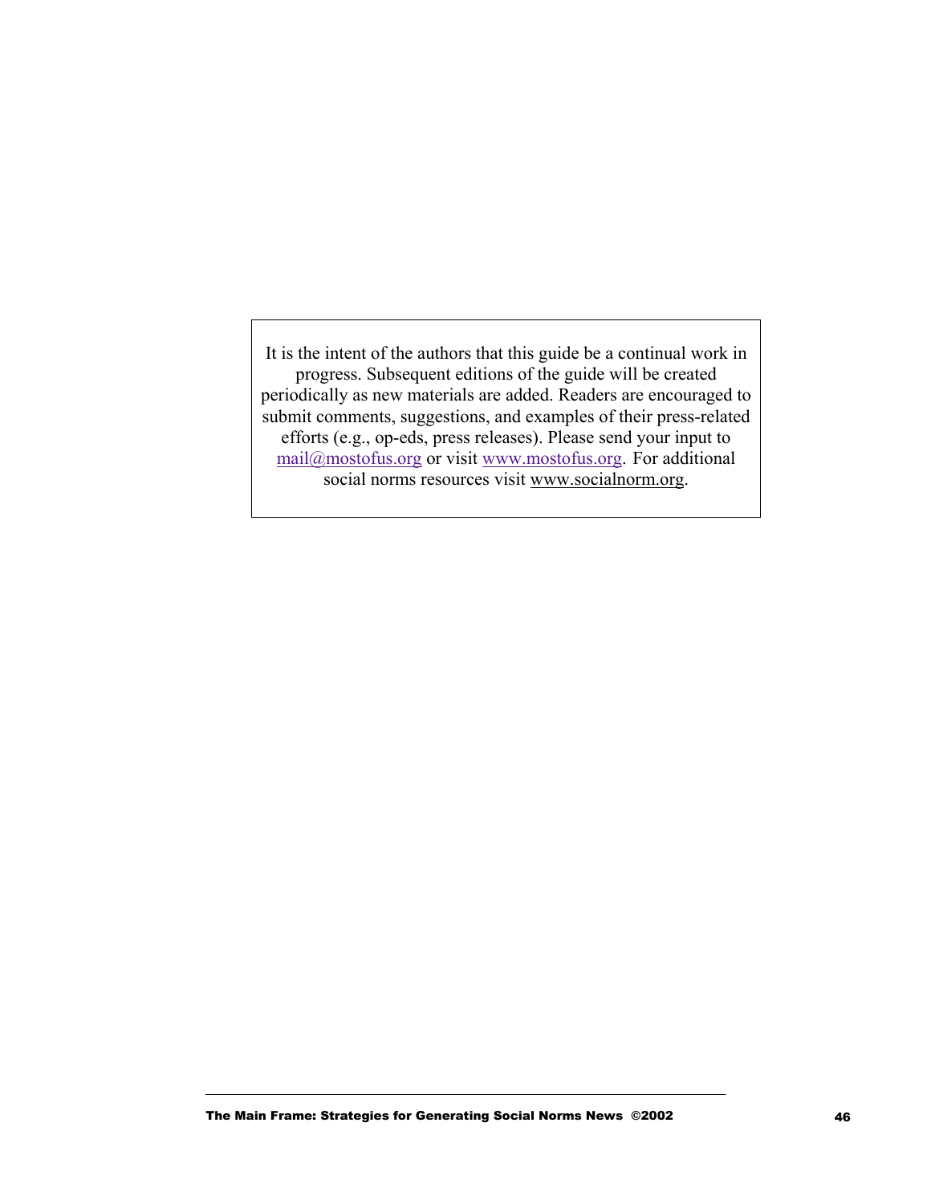It is the intent of the authors that this guide be a continual work in progress. Subsequent editions of the guide will be created periodically as new materials are added. Readers are encouraged to submit comments, suggestions, and examples of their press-related efforts (e.g., op-eds, press releases). Please send your input to mail@mostofus.org or visit www.mostofus.org. For additional social norms resources visit www.socialnorm.org.